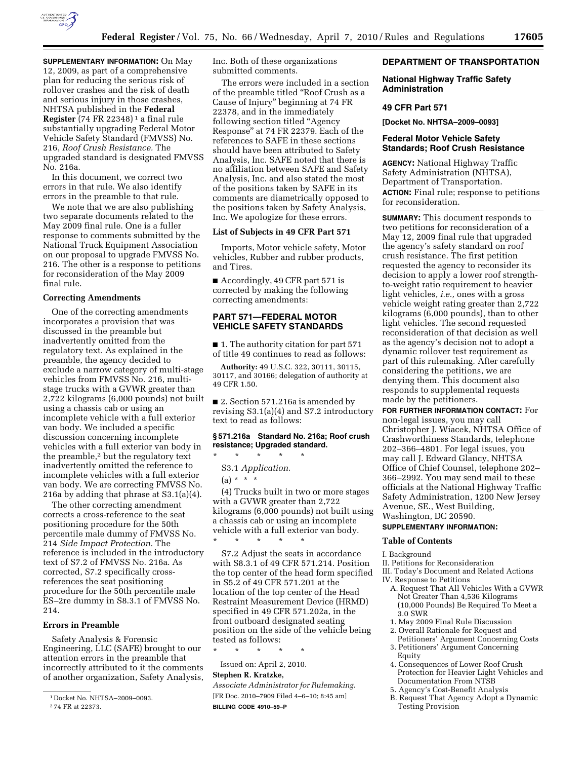**SUPPLEMENTARY INFORMATION:** On May 12, 2009, as part of a comprehensive plan for reducing the serious risk of rollover crashes and the risk of death and serious injury in those crashes, NHTSA published in the **Federal Register** (74 FR 22348)[1] a final rule substantially upgrading Federal Motor Vehicle Safety Standard (FMVSS) No. 216, *Roof Crush Resistance.* The upgraded standard is designated FMVSS No. 216a.

In this document, we correct two errors in that rule. We also identify errors in the preamble to that rule.

We note that we are also publishing two separate documents related to the May 2009 final rule. One is a fuller response to comments submitted by the National Truck Equipment Association on our proposal to upgrade FMVSS No. 216. The other is a response to petitions for reconsideration of the May 2009 final rule.

**Correcting Amendments**

One of the correcting amendments incorporates a provision that was discussed in the preamble but inadvertently omitted from the regulatory text. As explained in the preamble, the agency decided to exclude a narrow category of multi-stage vehicles from FMVSS No. 216, multi-stage trucks with a GVWR greater than 2,722 kilograms (6,000 pounds) not built using a chassis cab or using an incomplete vehicle with a full exterior van body. We included a specific discussion concerning incomplete vehicles with a full exterior van body in the preamble,[2] but the regulatory text inadvertently omitted the reference to incomplete vehicles with a full exterior van body. We are correcting FMVSS No. 216a by adding that phrase at S3.1(a)(4).

The other correcting amendment corrects a cross-reference to the seat positioning procedure for the 50th percentile male dummy of FMVSS No. 214 *Side Impact Protection.* The reference is included in the introductory text of S7.2 of FMVSS No. 216a. As corrected, S7.2 specifically cross-references the seat positioning procedure for the 50th percentile male ES–2re dummy in S8.3.1 of FMVSS No. 214.

**Errors in Preamble**

Safety Analysis & Forensic Engineering, LLC (SAFE) brought to our attention errors in the preamble that incorrectly attributed to it the comments of another organization, Safety Analysis, Inc. Both of these organizations submitted comments.

The errors were included in a section of the preamble titled "Roof Crush as a Cause of Injury" beginning at 74 FR 22378, and in the immediately following section titled "Agency Response" at 74 FR 22379. Each of the references to SAFE in these sections should have been attributed to Safety Analysis, Inc. SAFE noted that there is no affiliation between SAFE and Safety Analysis, Inc. and also stated the most of the positions taken by SAFE in its comments are diametrically opposed to the positions taken by Safety Analysis, Inc. We apologize for these errors.

**List of Subjects in 49 CFR Part 571**

Imports, Motor vehicle safety, Motor vehicles, Rubber and rubber products, and Tires.

■ Accordingly, 49 CFR part 571 is corrected by making the following correcting amendments:

**PART 571—FEDERAL MOTOR VEHICLE SAFETY STANDARDS**

■ 1. The authority citation for part 571 of title 49 continues to read as follows:

**Authority:** 49 U.S.C. 322, 30111, 30115, 30117, and 30166; delegation of authority at 49 CFR 1.50.

■ 2. Section 571.216a is amended by revising S3.1(a)(4) and S7.2 introductory text to read as follows:

**§ 571.216a Standard No. 216a; Roof crush resistance; Upgraded standard.**

\* \* \* \* \*

S3.1 *Application.*

(a) \* \* \*

(4) Trucks built in two or more stages with a GVWR greater than 2,722 kilograms (6,000 pounds) not built using a chassis cab or using an incomplete vehicle with a full exterior van body.

\* \* \* \* \*

S7.2 Adjust the seats in accordance with S8.3.1 of 49 CFR 571.214. Position the top center of the head form specified in S5.2 of 49 CFR 571.201 at the location of the top center of the Head Restraint Measurement Device (HRMD) specified in 49 CFR 571.202a, in the front outboard designated seating position on the side of the vehicle being tested as follows:

\* \* \* \* \*

Issued on: April 2, 2010.

**Stephen R. Kratzke,**

*Associate Administrator for Rulemaking.*

[FR Doc. 2010–7909 Filed 4–6–10; 8:45 am]

**BILLING CODE 4910–59–P**

[1] Docket No. NHTSA–2009–0093.

[2] 74 FR at 22373.

**DEPARTMENT OF TRANSPORTATION**

**National Highway Traffic Safety Administration**

**49 CFR Part 571**

**[Docket No. NHTSA–2009–0093]**

**Federal Motor Vehicle Safety Standards; Roof Crush Resistance**

**AGENCY:** National Highway Traffic Safety Administration (NHTSA), Department of Transportation.

**ACTION:** Final rule; response to petitions for reconsideration.

**SUMMARY:** This document responds to two petitions for reconsideration of a May 12, 2009 final rule that upgraded the agency's safety standard on roof crush resistance. The first petition requested the agency to reconsider its decision to apply a lower roof strength-to-weight ratio requirement to heavier light vehicles, *i.e.,* ones with a gross vehicle weight rating greater than 2,722 kilograms (6,000 pounds), than to other light vehicles. The second requested reconsideration of that decision as well as the agency's decision not to adopt a dynamic rollover test requirement as part of this rulemaking. After carefully considering the petitions, we are denying them. This document also responds to supplemental requests made by the petitioners.

**FOR FURTHER INFORMATION CONTACT:** For non-legal issues, you may call Christopher J. Wiacek, NHTSA Office of Crashworthiness Standards, telephone 202–366–4801. For legal issues, you may call J. Edward Glancy, NHTSA Office of Chief Counsel, telephone 202–366–2992. You may send mail to these officials at the National Highway Traffic Safety Administration, 1200 New Jersey Avenue, SE., West Building, Washington, DC 20590.

**SUPPLEMENTARY INFORMATION:**

**Table of Contents**

I. Background
II. Petitions for Reconsideration
III. Today's Document and Related Actions
IV. Response to Petitions
  A. Request That All Vehicles With a GVWR Not Greater Than 4,536 Kilograms (10,000 Pounds) Be Required To Meet a 3.0 SWR
  1. May 2009 Final Rule Discussion
  2. Overall Rationale for Request and Petitioners' Argument Concerning Costs
  3. Petitioners' Argument Concerning Equity
  4. Consequences of Lower Roof Crush Protection for Heavier Light Vehicles and Documentation From NTSB
  5. Agency's Cost-Benefit Analysis
  B. Request That Agency Adopt a Dynamic Testing Provision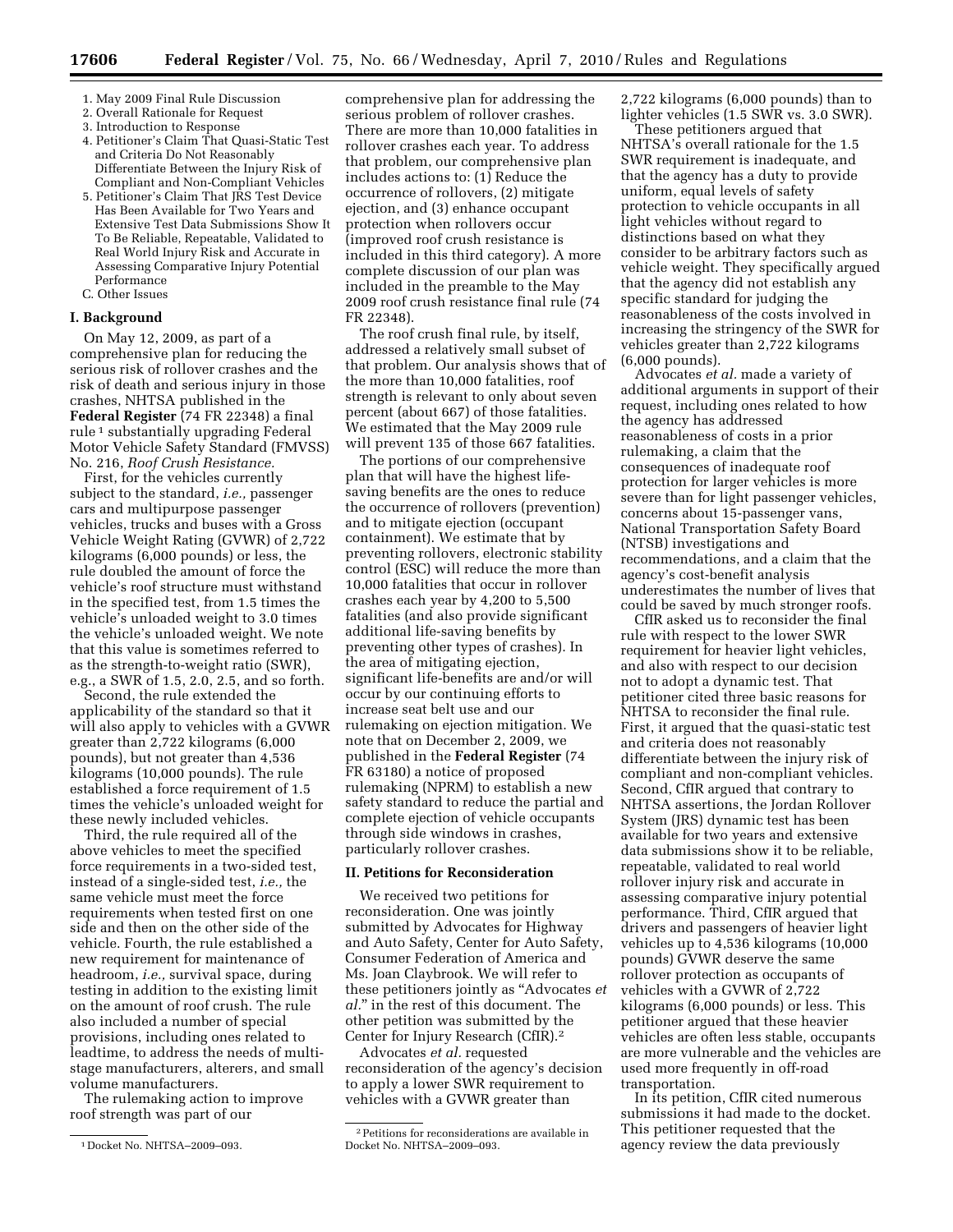1. May 2009 Final Rule Discussion
2. Overall Rationale for Request
3. Introduction to Response
4. Petitioner's Claim That Quasi-Static Test and Criteria Do Not Reasonably Differentiate Between the Injury Risk of Compliant and Non-Compliant Vehicles
5. Petitioner's Claim That JRS Test Device Has Been Available for Two Years and Extensive Test Data Submissions Show It To Be Reliable, Repeatable, Validated to Real World Injury Risk and Accurate in Assessing Comparative Injury Potential Performance

C. Other Issues

## I. Background

On May 12, 2009, as part of a comprehensive plan for reducing the serious risk of rollover crashes and the risk of death and serious injury in those crashes, NHTSA published in the **Federal Register** (74 FR 22348) a final rule [1] substantially upgrading Federal Motor Vehicle Safety Standard (FMVSS) No. 216, *Roof Crush Resistance.*

First, for the vehicles currently subject to the standard, *i.e.,* passenger cars and multipurpose passenger vehicles, trucks and buses with a Gross Vehicle Weight Rating (GVWR) of 2,722 kilograms (6,000 pounds) or less, the rule doubled the amount of force the vehicle's roof structure must withstand in the specified test, from 1.5 times the vehicle's unloaded weight to 3.0 times the vehicle's unloaded weight. We note that this value is sometimes referred to as the strength-to-weight ratio (SWR), e.g., a SWR of 1.5, 2.0, 2.5, and so forth.

Second, the rule extended the applicability of the standard so that it will also apply to vehicles with a GVWR greater than 2,722 kilograms (6,000 pounds), but not greater than 4,536 kilograms (10,000 pounds). The rule established a force requirement of 1.5 times the vehicle's unloaded weight for these newly included vehicles.

Third, the rule required all of the above vehicles to meet the specified force requirements in a two-sided test, instead of a single-sided test, *i.e.,* the same vehicle must meet the force requirements when tested first on one side and then on the other side of the vehicle. Fourth, the rule established a new requirement for maintenance of headroom, *i.e.,* survival space, during testing in addition to the existing limit on the amount of roof crush. The rule also included a number of special provisions, including ones related to leadtime, to address the needs of multi-stage manufacturers, alterers, and small volume manufacturers.

The rulemaking action to improve roof strength was part of our comprehensive plan for addressing the serious problem of rollover crashes. There are more than 10,000 fatalities in rollover crashes each year. To address that problem, our comprehensive plan includes actions to: (1) Reduce the occurrence of rollovers, (2) mitigate ejection, and (3) enhance occupant protection when rollovers occur (improved roof crush resistance is included in this third category). A more complete discussion of our plan was included in the preamble to the May 2009 roof crush resistance final rule (74 FR 22348).

The roof crush final rule, by itself, addressed a relatively small subset of that problem. Our analysis shows that of the more than 10,000 fatalities, roof strength is relevant to only about seven percent (about 667) of those fatalities. We estimated that the May 2009 rule will prevent 135 of those 667 fatalities.

The portions of our comprehensive plan that will have the highest life-saving benefits are the ones to reduce the occurrence of rollovers (prevention) and to mitigate ejection (occupant containment). We estimate that by preventing rollovers, electronic stability control (ESC) will reduce the more than 10,000 fatalities that occur in rollover crashes each year by 4,200 to 5,500 fatalities (and also provide significant additional life-saving benefits by preventing other types of crashes). In the area of mitigating ejection, significant life-benefits are and/or will occur by our continuing efforts to increase seat belt use and our rulemaking on ejection mitigation. We note that on December 2, 2009, we published in the **Federal Register** (74 FR 63180) a notice of proposed rulemaking (NPRM) to establish a new safety standard to reduce the partial and complete ejection of vehicle occupants through side windows in crashes, particularly rollover crashes.

## II. Petitions for Reconsideration

We received two petitions for reconsideration. One was jointly submitted by Advocates for Highway and Auto Safety, Center for Auto Safety, Consumer Federation of America and Ms. Joan Claybrook. We will refer to these petitioners jointly as "Advocates *et al.*" in the rest of this document. The other petition was submitted by the Center for Injury Research (CfIR).[2]

Advocates *et al.* requested reconsideration of the agency's decision to apply a lower SWR requirement to vehicles with a GVWR greater than 2,722 kilograms (6,000 pounds) than to lighter vehicles (1.5 SWR vs. 3.0 SWR).

These petitioners argued that NHTSA's overall rationale for the 1.5 SWR requirement is inadequate, and that the agency has a duty to provide uniform, equal levels of safety protection to vehicle occupants in all light vehicles without regard to distinctions based on what they consider to be arbitrary factors such as vehicle weight. They specifically argued that the agency did not establish any specific standard for judging the reasonableness of the costs involved in increasing the stringency of the SWR for vehicles greater than 2,722 kilograms (6,000 pounds).

Advocates *et al.* made a variety of additional arguments in support of their request, including ones related to how the agency has addressed reasonableness of costs in a prior rulemaking, a claim that the consequences of inadequate roof protection for larger vehicles is more severe than for light passenger vehicles, concerns about 15-passenger vans, National Transportation Safety Board (NTSB) investigations and recommendations, and a claim that the agency's cost-benefit analysis underestimates the number of lives that could be saved by much stronger roofs.

CfIR asked us to reconsider the final rule with respect to the lower SWR requirement for heavier light vehicles, and also with respect to our decision not to adopt a dynamic test. That petitioner cited three basic reasons for NHTSA to reconsider the final rule. First, it argued that the quasi-static test and criteria does not reasonably differentiate between the injury risk of compliant and non-compliant vehicles. Second, CfIR argued that contrary to NHTSA assertions, the Jordan Rollover System (JRS) dynamic test has been available for two years and extensive data submissions show it to be reliable, repeatable, validated to real world rollover injury risk and accurate in assessing comparative injury potential performance. Third, CfIR argued that drivers and passengers of heavier light vehicles up to 4,536 kilograms (10,000 pounds) GVWR deserve the same rollover protection as occupants of vehicles with a GVWR of 2,722 kilograms (6,000 pounds) or less. This petitioner argued that these heavier vehicles are often less stable, occupants are more vulnerable and the vehicles are used more frequently in off-road transportation.

In its petition, CfIR cited numerous submissions it had made to the docket. This petitioner requested that the agency review the data previously

[1] Docket No. NHTSA–2009–093.

[2] Petitions for reconsiderations are available in Docket No. NHTSA–2009–093.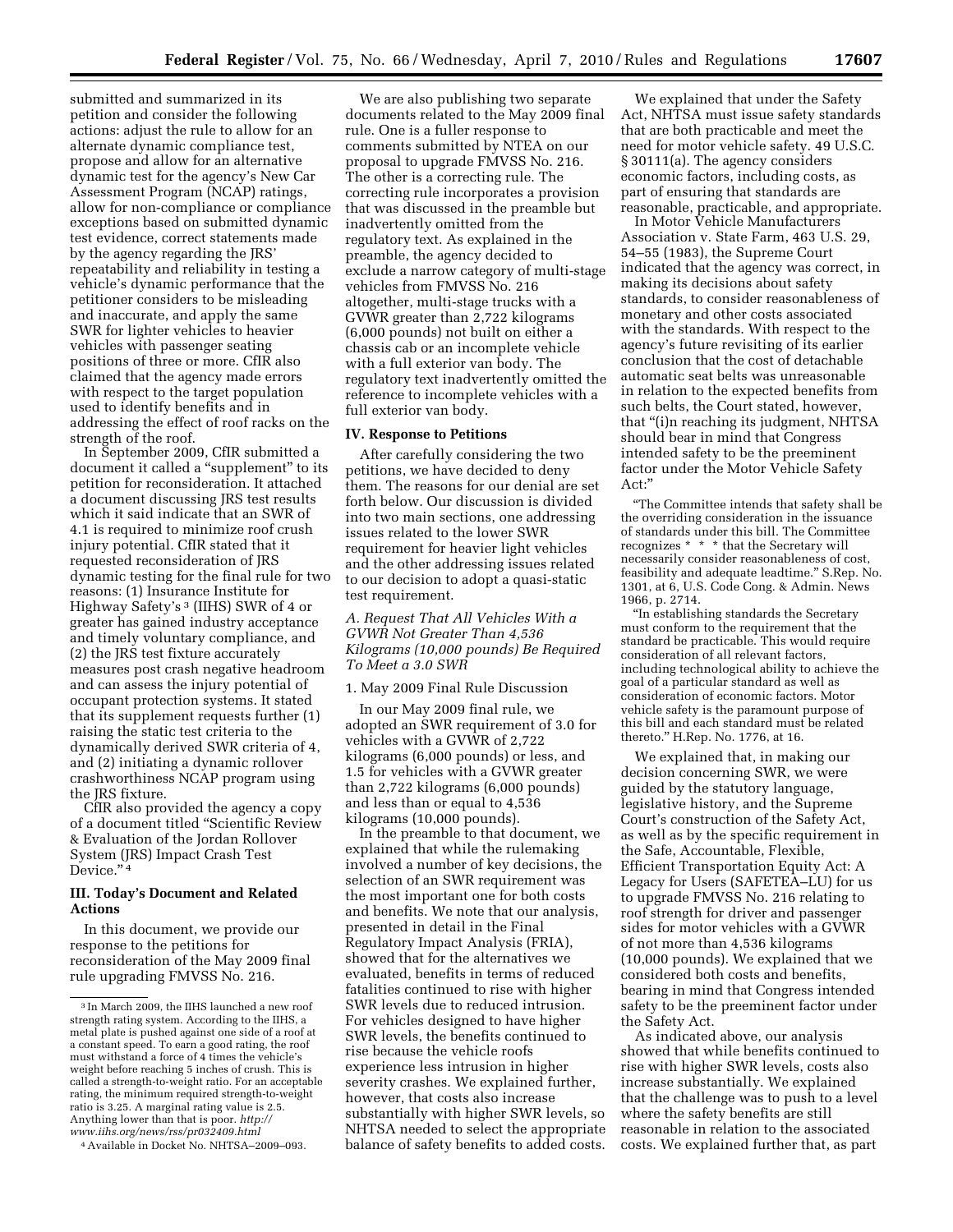submitted and summarized in its petition and consider the following actions: adjust the rule to allow for an alternate dynamic compliance test, propose and allow for an alternative dynamic test for the agency's New Car Assessment Program (NCAP) ratings, allow for non-compliance or compliance exceptions based on submitted dynamic test evidence, correct statements made by the agency regarding the JRS' repeatability and reliability in testing a vehicle's dynamic performance that the petitioner considers to be misleading and inaccurate, and apply the same SWR for lighter vehicles to heavier vehicles with passenger seating positions of three or more. CfIR also claimed that the agency made errors with respect to the target population used to identify benefits and in addressing the effect of roof racks on the strength of the roof.

In September 2009, CfIR submitted a document it called a "supplement" to its petition for reconsideration. It attached a document discussing JRS test results which it said indicate that an SWR of 4.1 is required to minimize roof crush injury potential. CfIR stated that it requested reconsideration of JRS dynamic testing for the final rule for two reasons: (1) Insurance Institute for Highway Safety's [3] (IIHS) SWR of 4 or greater has gained industry acceptance and timely voluntary compliance, and (2) the JRS test fixture accurately measures post crash negative headroom and can assess the injury potential of occupant protection systems. It stated that its supplement requests further (1) raising the static test criteria to the dynamically derived SWR criteria of 4, and (2) initiating a dynamic rollover crashworthiness NCAP program using the JRS fixture.

CfIR also provided the agency a copy of a document titled "Scientific Review & Evaluation of the Jordan Rollover System (JRS) Impact Crash Test Device." [4]

## III. Today's Document and Related Actions

In this document, we provide our response to the petitions for reconsideration of the May 2009 final rule upgrading FMVSS No. 216.

We are also publishing two separate documents related to the May 2009 final rule. One is a fuller response to comments submitted by NTEA on our proposal to upgrade FMVSS No. 216. The other is a correcting rule. The correcting rule incorporates a provision that was discussed in the preamble but inadvertently omitted from the regulatory text. As explained in the preamble, the agency decided to exclude a narrow category of multi-stage vehicles from FMVSS No. 216 altogether, multi-stage trucks with a GVWR greater than 2,722 kilograms (6,000 pounds) not built on either a chassis cab or an incomplete vehicle with a full exterior van body. The regulatory text inadvertently omitted the reference to incomplete vehicles with a full exterior van body.

## IV. Response to Petitions

After carefully considering the two petitions, we have decided to deny them. The reasons for our denial are set forth below. Our discussion is divided into two main sections, one addressing issues related to the lower SWR requirement for heavier light vehicles and the other addressing issues related to our decision to adopt a quasi-static test requirement.

### *A. Request That All Vehicles With a GVWR Not Greater Than 4,536 Kilograms (10,000 pounds) Be Required To Meet a 3.0 SWR*

#### 1. May 2009 Final Rule Discussion

In our May 2009 final rule, we adopted an SWR requirement of 3.0 for vehicles with a GVWR of 2,722 kilograms (6,000 pounds) or less, and 1.5 for vehicles with a GVWR greater than 2,722 kilograms (6,000 pounds) and less than or equal to 4,536 kilograms (10,000 pounds).

In the preamble to that document, we explained that while the rulemaking involved a number of key decisions, the selection of an SWR requirement was the most important one for both costs and benefits. We note that our analysis, presented in detail in the Final Regulatory Impact Analysis (FRIA), showed that for the alternatives we evaluated, benefits in terms of reduced fatalities continued to rise with higher SWR levels due to reduced intrusion. For vehicles designed to have higher SWR levels, the benefits continued to rise because the vehicle roofs experience less intrusion in higher severity crashes. We explained further, however, that costs also increase substantially with higher SWR levels, so NHTSA needed to select the appropriate balance of safety benefits to added costs.

We explained that under the Safety Act, NHTSA must issue safety standards that are both practicable and meet the need for motor vehicle safety. 49 U.S.C. § 30111(a). The agency considers economic factors, including costs, as part of ensuring that standards are reasonable, practicable, and appropriate.

In Motor Vehicle Manufacturers Association v. State Farm, 463 U.S. 29, 54–55 (1983), the Supreme Court indicated that the agency was correct, in making its decisions about safety standards, to consider reasonableness of monetary and other costs associated with the standards. With respect to the agency's future revisiting of its earlier conclusion that the cost of detachable automatic seat belts was unreasonable in relation to the expected benefits from such belts, the Court stated, however, that "(i)n reaching its judgment, NHTSA should bear in mind that Congress intended safety to be the preeminent factor under the Motor Vehicle Safety Act:"

> "The Committee intends that safety shall be the overriding consideration in the issuance of standards under this bill. The Committee recognizes * * * that the Secretary will necessarily consider reasonableness of cost, feasibility and adequate leadtime." S.Rep. No. 1301, at 6, U.S. Code Cong. & Admin. News 1966, p. 2714.
>
> "In establishing standards the Secretary must conform to the requirement that the standard be practicable. This would require consideration of all relevant factors, including technological ability to achieve the goal of a particular standard as well as consideration of economic factors. Motor vehicle safety is the paramount purpose of this bill and each standard must be related thereto." H.Rep. No. 1776, at 16.

We explained that, in making our decision concerning SWR, we were guided by the statutory language, legislative history, and the Supreme Court's construction of the Safety Act, as well as by the specific requirement in the Safe, Accountable, Flexible, Efficient Transportation Equity Act: A Legacy for Users (SAFETEA–LU) for us to upgrade FMVSS No. 216 relating to roof strength for driver and passenger sides for motor vehicles with a GVWR of not more than 4,536 kilograms (10,000 pounds). We explained that we considered both costs and benefits, bearing in mind that Congress intended safety to be the preeminent factor under the Safety Act.

As indicated above, our analysis showed that while benefits continued to rise with higher SWR levels, costs also increase substantially. We explained that the challenge was to push to a level where the safety benefits are still reasonable in relation to the associated costs. We explained further that, as part

---

[3] In March 2009, the IIHS launched a new roof strength rating system. According to the IIHS, a metal plate is pushed against one side of a roof at a constant speed. To earn a good rating, the roof must withstand a force of 4 times the vehicle's weight before reaching 5 inches of crush. This is called a strength-to-weight ratio. For an acceptable rating, the minimum required strength-to-weight ratio is 3.25. A marginal rating value is 2.5. Anything lower than that is poor. *http://www.iihs.org/news/rss/pr032409.html*

[4] Available in Docket No. NHTSA–2009–093.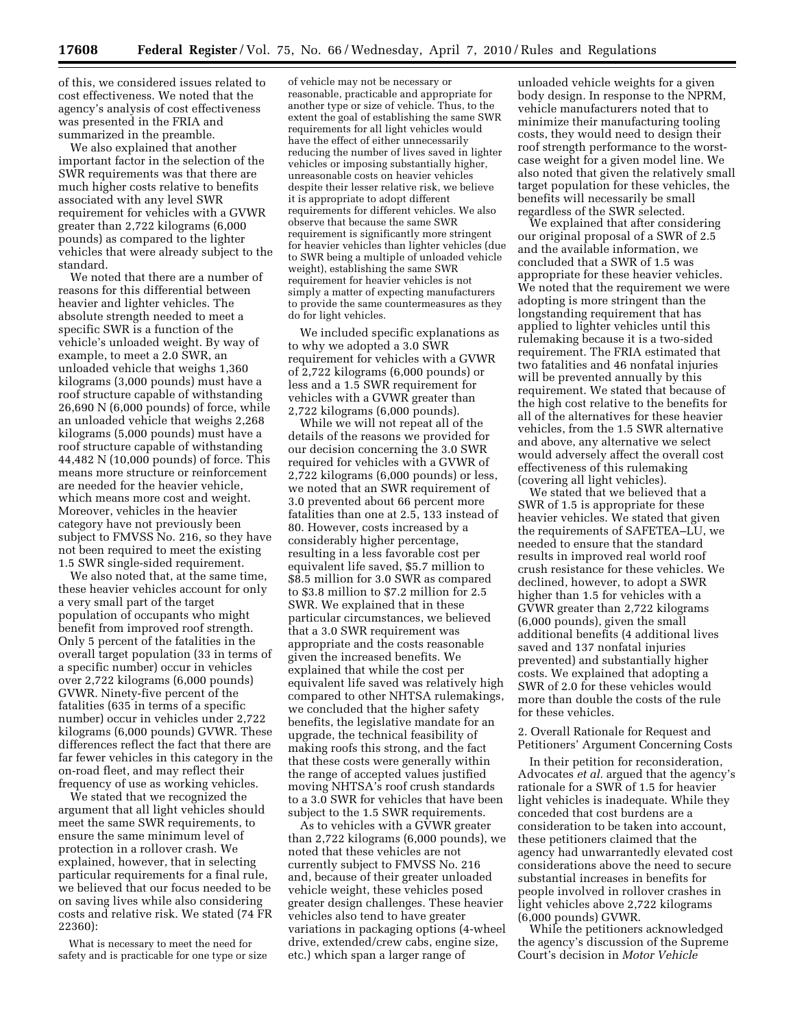of this, we considered issues related to cost effectiveness. We noted that the agency's analysis of cost effectiveness was presented in the FRIA and summarized in the preamble.

We also explained that another important factor in the selection of the SWR requirements was that there are much higher costs relative to benefits associated with any level SWR requirement for vehicles with a GVWR greater than 2,722 kilograms (6,000 pounds) as compared to the lighter vehicles that were already subject to the standard.

We noted that there are a number of reasons for this differential between heavier and lighter vehicles. The absolute strength needed to meet a specific SWR is a function of the vehicle's unloaded weight. By way of example, to meet a 2.0 SWR, an unloaded vehicle that weighs 1,360 kilograms (3,000 pounds) must have a roof structure capable of withstanding 26,690 N (6,000 pounds) of force, while an unloaded vehicle that weighs 2,268 kilograms (5,000 pounds) must have a roof structure capable of withstanding 44,482 N (10,000 pounds) of force. This means more structure or reinforcement are needed for the heavier vehicle, which means more cost and weight. Moreover, vehicles in the heavier category have not previously been subject to FMVSS No. 216, so they have not been required to meet the existing 1.5 SWR single-sided requirement.

We also noted that, at the same time, these heavier vehicles account for only a very small part of the target population of occupants who might benefit from improved roof strength. Only 5 percent of the fatalities in the overall target population (33 in terms of a specific number) occur in vehicles over 2,722 kilograms (6,000 pounds) GVWR. Ninety-five percent of the fatalities (635 in terms of a specific number) occur in vehicles under 2,722 kilograms (6,000 pounds) GVWR. These differences reflect the fact that there are far fewer vehicles in this category in the on-road fleet, and may reflect their frequency of use as working vehicles.

We stated that we recognized the argument that all light vehicles should meet the same SWR requirements, to ensure the same minimum level of protection in a rollover crash. We explained, however, that in selecting particular requirements for a final rule, we believed that our focus needed to be on saving lives while also considering costs and relative risk. We stated (74 FR 22360):

> What is necessary to meet the need for safety and is practicable for one type or size of vehicle may not be necessary or reasonable, practicable and appropriate for another type or size of vehicle. Thus, to the extent the goal of establishing the same SWR requirements for all light vehicles would have the effect of either unnecessarily reducing the number of lives saved in lighter vehicles or imposing substantially higher, unreasonable costs on heavier vehicles despite their lesser relative risk, we believe it is appropriate to adopt different requirements for different vehicles. We also observe that because the same SWR requirement is significantly more stringent for heavier vehicles than lighter vehicles (due to SWR being a multiple of unloaded vehicle weight), establishing the same SWR requirement for heavier vehicles is not simply a matter of expecting manufacturers to provide the same countermeasures as they do for light vehicles.

We included specific explanations as to why we adopted a 3.0 SWR requirement for vehicles with a GVWR of 2,722 kilograms (6,000 pounds) or less and a 1.5 SWR requirement for vehicles with a GVWR greater than 2,722 kilograms (6,000 pounds).

While we will not repeat all of the details of the reasons we provided for our decision concerning the 3.0 SWR required for vehicles with a GVWR of 2,722 kilograms (6,000 pounds) or less, we noted that an SWR requirement of 3.0 prevented about 66 percent more fatalities than one at 2.5, 133 instead of 80. However, costs increased by a considerably higher percentage, resulting in a less favorable cost per equivalent life saved, $5.7 million to $8.5 million for 3.0 SWR as compared to $3.8 million to $7.2 million for 2.5 SWR. We explained that in these particular circumstances, we believed that a 3.0 SWR requirement was appropriate and the costs reasonable given the increased benefits. We explained that while the cost per equivalent life saved was relatively high compared to other NHTSA rulemakings, we concluded that the higher safety benefits, the legislative mandate for an upgrade, the technical feasibility of making roofs this strong, and the fact that these costs were generally within the range of accepted values justified moving NHTSA's roof crush standards to a 3.0 SWR for vehicles that have been subject to the 1.5 SWR requirements.

As to vehicles with a GVWR greater than 2,722 kilograms (6,000 pounds), we noted that these vehicles are not currently subject to FMVSS No. 216 and, because of their greater unloaded vehicle weight, these vehicles posed greater design challenges. These heavier vehicles also tend to have greater variations in packaging options (4-wheel drive, extended/crew cabs, engine size, etc.) which span a larger range of unloaded vehicle weights for a given body design. In response to the NPRM, vehicle manufacturers noted that to minimize their manufacturing tooling costs, they would need to design their roof strength performance to the worst-case weight for a given model line. We also noted that given the relatively small target population for these vehicles, the benefits will necessarily be small regardless of the SWR selected.

We explained that after considering our original proposal of a SWR of 2.5 and the available information, we concluded that a SWR of 1.5 was appropriate for these heavier vehicles. We noted that the requirement we were adopting is more stringent than the longstanding requirement that has applied to lighter vehicles until this rulemaking because it is a two-sided requirement. The FRIA estimated that two fatalities and 46 nonfatal injuries will be prevented annually by this requirement. We stated that because of the high cost relative to the benefits for all of the alternatives for these heavier vehicles, from the 1.5 SWR alternative and above, any alternative we select would adversely affect the overall cost effectiveness of this rulemaking (covering all light vehicles).

We stated that we believed that a SWR of 1.5 is appropriate for these heavier vehicles. We stated that given the requirements of SAFETEA–LU, we needed to ensure that the standard results in improved real world roof crush resistance for these vehicles. We declined, however, to adopt a SWR higher than 1.5 for vehicles with a GVWR greater than 2,722 kilograms (6,000 pounds), given the small additional benefits (4 additional lives saved and 137 nonfatal injuries prevented) and substantially higher costs. We explained that adopting a SWR of 2.0 for these vehicles would more than double the costs of the rule for these vehicles.

2. Overall Rationale for Request and Petitioners' Argument Concerning Costs

In their petition for reconsideration, Advocates *et al.* argued that the agency's rationale for a SWR of 1.5 for heavier light vehicles is inadequate. While they conceded that cost burdens are a consideration to be taken into account, these petitioners claimed that the agency had unwarrantedly elevated cost considerations above the need to secure substantial increases in benefits for people involved in rollover crashes in light vehicles above 2,722 kilograms (6,000 pounds) GVWR.

While the petitioners acknowledged the agency's discussion of the Supreme Court's decision in *Motor Vehicle*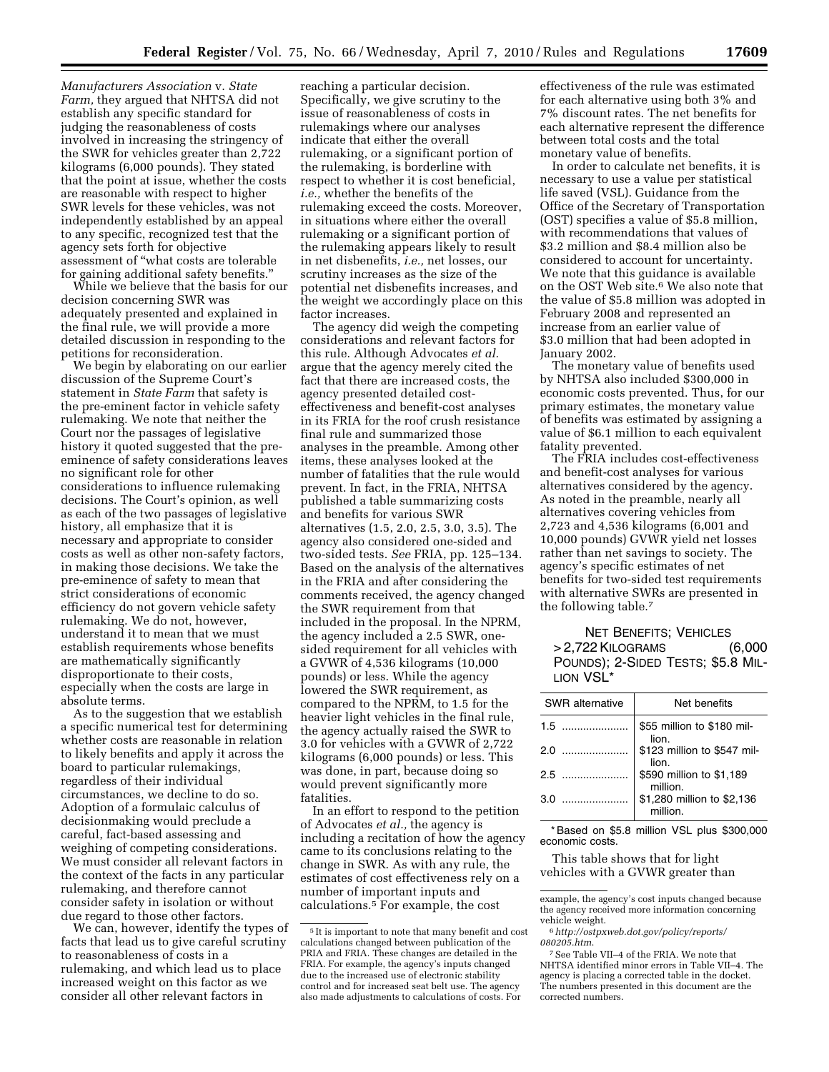*Manufacturers Association* v. *State Farm,* they argued that NHTSA did not establish any specific standard for judging the reasonableness of costs involved in increasing the stringency of the SWR for vehicles greater than 2,722 kilograms (6,000 pounds). They stated that the point at issue, whether the costs are reasonable with respect to higher SWR levels for these vehicles, was not independently established by an appeal to any specific, recognized test that the agency sets forth for objective assessment of "what costs are tolerable for gaining additional safety benefits."

While we believe that the basis for our decision concerning SWR was adequately presented and explained in the final rule, we will provide a more detailed discussion in responding to the petitions for reconsideration.

We begin by elaborating on our earlier discussion of the Supreme Court's statement in *State Farm* that safety is the pre-eminent factor in vehicle safety rulemaking. We note that neither the Court nor the passages of legislative history it quoted suggested that the pre-eminence of safety considerations leaves no significant role for other considerations to influence rulemaking decisions. The Court's opinion, as well as each of the two passages of legislative history, all emphasize that it is necessary and appropriate to consider costs as well as other non-safety factors, in making those decisions. We take the pre-eminence of safety to mean that strict considerations of economic efficiency do not govern vehicle safety rulemaking. We do not, however, understand it to mean that we must establish requirements whose benefits are mathematically significantly disproportionate to their costs, especially when the costs are large in absolute terms.

As to the suggestion that we establish a specific numerical test for determining whether costs are reasonable in relation to likely benefits and apply it across the board to particular rulemakings, regardless of their individual circumstances, we decline to do so. Adoption of a formulaic calculus of decisionmaking would preclude a careful, fact-based assessing and weighing of competing considerations. We must consider all relevant factors in the context of the facts in any particular rulemaking, and therefore cannot consider safety in isolation or without due regard to those other factors.

We can, however, identify the types of facts that lead us to give careful scrutiny to reasonableness of costs in a rulemaking, and which lead us to place increased weight on this factor as we consider all other relevant factors in reaching a particular decision. Specifically, we give scrutiny to the issue of reasonableness of costs in rulemakings where our analyses indicate that either the overall rulemaking, or a significant portion of the rulemaking, is borderline with respect to whether it is cost beneficial, *i.e.,* whether the benefits of the rulemaking exceed the costs. Moreover, in situations where either the overall rulemaking or a significant portion of the rulemaking appears likely to result in net disbenefits, *i.e.,* net losses, our scrutiny increases as the size of the potential net disbenefits increases, and the weight we accordingly place on this factor increases.

The agency did weigh the competing considerations and relevant factors for this rule. Although Advocates *et al.* argue that the agency merely cited the fact that there are increased costs, the agency presented detailed cost-effectiveness and benefit-cost analyses in its FRIA for the roof crush resistance final rule and summarized those analyses in the preamble. Among other items, these analyses looked at the number of fatalities that the rule would prevent. In fact, in the FRIA, NHTSA published a table summarizing costs and benefits for various SWR alternatives (1.5, 2.0, 2.5, 3.0, 3.5). The agency also considered one-sided and two-sided tests. *See* FRIA, pp. 125–134. Based on the analysis of the alternatives in the FRIA and after considering the comments received, the agency changed the SWR requirement from that included in the proposal. In the NPRM, the agency included a 2.5 SWR, one-sided requirement for all vehicles with a GVWR of 4,536 kilograms (10,000 pounds) or less. While the agency lowered the SWR requirement, as compared to the NPRM, to 1.5 for the heavier light vehicles in the final rule, the agency actually raised the SWR to 3.0 for vehicles with a GVWR of 2,722 kilograms (6,000 pounds) or less. This was done, in part, because doing so would prevent significantly more fatalities.

In an effort to respond to the petition of Advocates *et al.,* the agency is including a recitation of how the agency came to its conclusions relating to the change in SWR. As with any rule, the estimates of cost effectiveness rely on a number of important inputs and calculations.[5] For example, the cost effectiveness of the rule was estimated for each alternative using both 3% and 7% discount rates. The net benefits for each alternative represent the difference between total costs and the total monetary value of benefits.

In order to calculate net benefits, it is necessary to use a value per statistical life saved (VSL). Guidance from the Office of the Secretary of Transportation (OST) specifies a value of $5.8 million, with recommendations that values of $3.2 million and $8.4 million also be considered to account for uncertainty. We note that this guidance is available on the OST Web site.[6] We also note that the value of $5.8 million was adopted in February 2008 and represented an increase from an earlier value of $3.0 million that had been adopted in January 2002.

The monetary value of benefits used by NHTSA also included $300,000 in economic costs prevented. Thus, for our primary estimates, the monetary value of benefits was estimated by assigning a value of $6.1 million to each equivalent fatality prevented.

The FRIA includes cost-effectiveness and benefit-cost analyses for various alternatives considered by the agency. As noted in the preamble, nearly all alternatives covering vehicles from 2,723 and 4,536 kilograms (6,001 and 10,000 pounds) GVWR yield net losses rather than net savings to society. The agency's specific estimates of net benefits for two-sided test requirements with alternative SWRs are presented in the following table.[7]

NET BENEFITS; VEHICLES >2,722 KILOGRAMS (6,000 POUNDS); 2-SIDED TESTS; $5.8 MILLION VSL*

| SWR alternative | Net benefits |
|---|---|
| 1.5 | $55 million to $180 million. |
| 2.0 | $123 million to $547 million. |
| 2.5 | $590 million to $1,189 million. |
| 3.0 | $1,280 million to $2,136 million. |

*Based on $5.8 million VSL plus $300,000 economic costs.

This table shows that for light vehicles with a GVWR greater than

---

[5] It is important to note that many benefit and cost calculations changed between publication of the PRIA and FRIA. These changes are detailed in the FRIA. For example, the agency's inputs changed due to the increased use of electronic stability control and for increased seat belt use. The agency also made adjustments to calculations of costs. For example, the agency's cost inputs changed because the agency received more information concerning vehicle weight.

[6] *http://ostpxweb.dot.gov/policy/reports/080205.htm*.

[7] See Table VII–4 of the FRIA. We note that NHTSA identified minor errors in Table VII–4. The agency is placing a corrected table in the docket. The numbers presented in this document are the corrected numbers.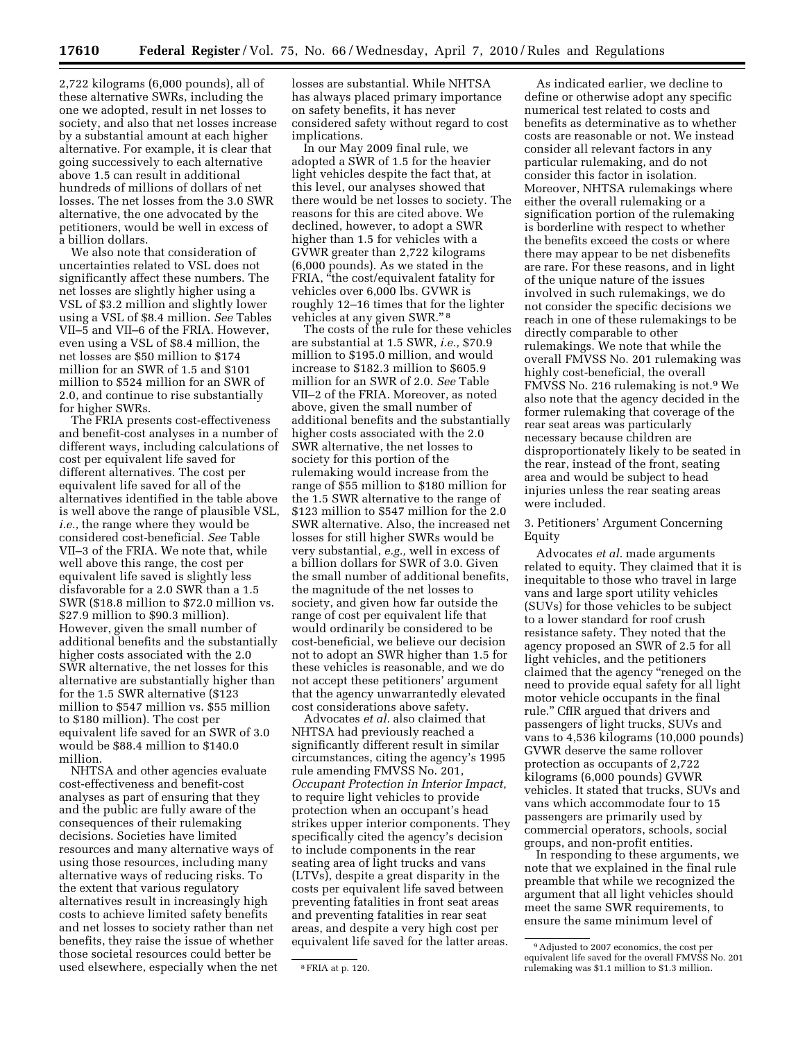2,722 kilograms (6,000 pounds), all of these alternative SWRs, including the one we adopted, result in net losses to society, and also that net losses increase by a substantial amount at each higher alternative. For example, it is clear that going successively to each alternative above 1.5 can result in additional hundreds of millions of dollars of net losses. The net losses from the 3.0 SWR alternative, the one advocated by the petitioners, would be well in excess of a billion dollars.

We also note that consideration of uncertainties related to VSL does not significantly affect these numbers. The net losses are slightly higher using a VSL of $3.2 million and slightly lower using a VSL of $8.4 million. *See* Tables VII–5 and VII–6 of the FRIA. However, even using a VSL of $8.4 million, the net losses are $50 million to $174 million for an SWR of 1.5 and $101 million to $524 million for an SWR of 2.0, and continue to rise substantially for higher SWRs.

The FRIA presents cost-effectiveness and benefit-cost analyses in a number of different ways, including calculations of cost per equivalent life saved for different alternatives. The cost per equivalent life saved for all of the alternatives identified in the table above is well above the range of plausible VSL, *i.e.,* the range where they would be considered cost-beneficial. *See* Table VII–3 of the FRIA. We note that, while well above this range, the cost per equivalent life saved is slightly less disfavorable for a 2.0 SWR than a 1.5 SWR ($18.8 million to $72.0 million vs. $27.9 million to $90.3 million). However, given the small number of additional benefits and the substantially higher costs associated with the 2.0 SWR alternative, the net losses for this alternative are substantially higher than for the 1.5 SWR alternative ($123 million to $547 million vs. $55 million to $180 million). The cost per equivalent life saved for an SWR of 3.0 would be $88.4 million to $140.0 million.

NHTSA and other agencies evaluate cost-effectiveness and benefit-cost analyses as part of ensuring that they and the public are fully aware of the consequences of their rulemaking decisions. Societies have limited resources and many alternative ways of using those resources, including many alternative ways of reducing risks. To the extent that various regulatory alternatives result in increasingly high costs to achieve limited safety benefits and net losses to society rather than net benefits, they raise the issue of whether those societal resources could better be used elsewhere, especially when the net losses are substantial. While NHTSA has always placed primary importance on safety benefits, it has never considered safety without regard to cost implications.

In our May 2009 final rule, we adopted a SWR of 1.5 for the heavier light vehicles despite the fact that, at this level, our analyses showed that there would be net losses to society. The reasons for this are cited above. We declined, however, to adopt a SWR higher than 1.5 for vehicles with a GVWR greater than 2,722 kilograms (6,000 pounds). As we stated in the FRIA, "the cost/equivalent fatality for vehicles over 6,000 lbs. GVWR is roughly 12–16 times that for the lighter vehicles at any given SWR."[8]

The costs of the rule for these vehicles are substantial at 1.5 SWR, *i.e.,* $70.9 million to $195.0 million, and would increase to $182.3 million to $605.9 million for an SWR of 2.0. *See* Table VII–2 of the FRIA. Moreover, as noted above, given the small number of additional benefits and the substantially higher costs associated with the 2.0 SWR alternative, the net losses to society for this portion of the rulemaking would increase from the range of $55 million to $180 million for the 1.5 SWR alternative to the range of $123 million to $547 million for the 2.0 SWR alternative. Also, the increased net losses for still higher SWRs would be very substantial, *e.g.,* well in excess of a billion dollars for SWR of 3.0. Given the small number of additional benefits, the magnitude of the net losses to society, and given how far outside the range of cost per equivalent life that would ordinarily be considered to be cost-beneficial, we believe our decision not to adopt an SWR higher than 1.5 for these vehicles is reasonable, and we do not accept these petitioners' argument that the agency unwarrantedly elevated cost considerations above safety.

Advocates *et al.* also claimed that NHTSA had previously reached a significantly different result in similar circumstances, citing the agency's 1995 rule amending FMVSS No. 201, *Occupant Protection in Interior Impact,* to require light vehicles to provide protection when an occupant's head strikes upper interior components. They specifically cited the agency's decision to include components in the rear seating area of light trucks and vans (LTVs), despite a great disparity in the costs per equivalent life saved between preventing fatalities in front seat areas and preventing fatalities in rear seat areas, and despite a very high cost per equivalent life saved for the latter areas.

As indicated earlier, we decline to define or otherwise adopt any specific numerical test related to costs and benefits as determinative as to whether costs are reasonable or not. We instead consider all relevant factors in any particular rulemaking, and do not consider this factor in isolation. Moreover, NHTSA rulemakings where either the overall rulemaking or a signification portion of the rulemaking is borderline with respect to whether the benefits exceed the costs or where there may appear to be net disbenefits are rare. For these reasons, and in light of the unique nature of the issues involved in such rulemakings, we do not consider the specific decisions we reach in one of these rulemakings to be directly comparable to other rulemakings. We note that while the overall FMVSS No. 201 rulemaking was highly cost-beneficial, the overall FMVSS No. 216 rulemaking is not.[9] We also note that the agency decided in the former rulemaking that coverage of the rear seat areas was particularly necessary because children are disproportionately likely to be seated in the rear, instead of the front, seating area and would be subject to head injuries unless the rear seating areas were included.

3. Petitioners' Argument Concerning Equity

Advocates *et al.* made arguments related to equity. They claimed that it is inequitable to those who travel in large vans and large sport utility vehicles (SUVs) for those vehicles to be subject to a lower standard for roof crush resistance safety. They noted that the agency proposed an SWR of 2.5 for all light vehicles, and the petitioners claimed that the agency "reneged on the need to provide equal safety for all light motor vehicle occupants in the final rule." CfIR argued that drivers and passengers of light trucks, SUVs and vans to 4,536 kilograms (10,000 pounds) GVWR deserve the same rollover protection as occupants of 2,722 kilograms (6,000 pounds) GVWR vehicles. It stated that trucks, SUVs and vans which accommodate four to 15 passengers are primarily used by commercial operators, schools, social groups, and non-profit entities.

In responding to these arguments, we note that we explained in the final rule preamble that while we recognized the argument that all light vehicles should meet the same SWR requirements, to ensure the same minimum level of

[8] FRIA at p. 120.

[9] Adjusted to 2007 economics, the cost per equivalent life saved for the overall FMVSS No. 201 rulemaking was $1.1 million to $1.3 million.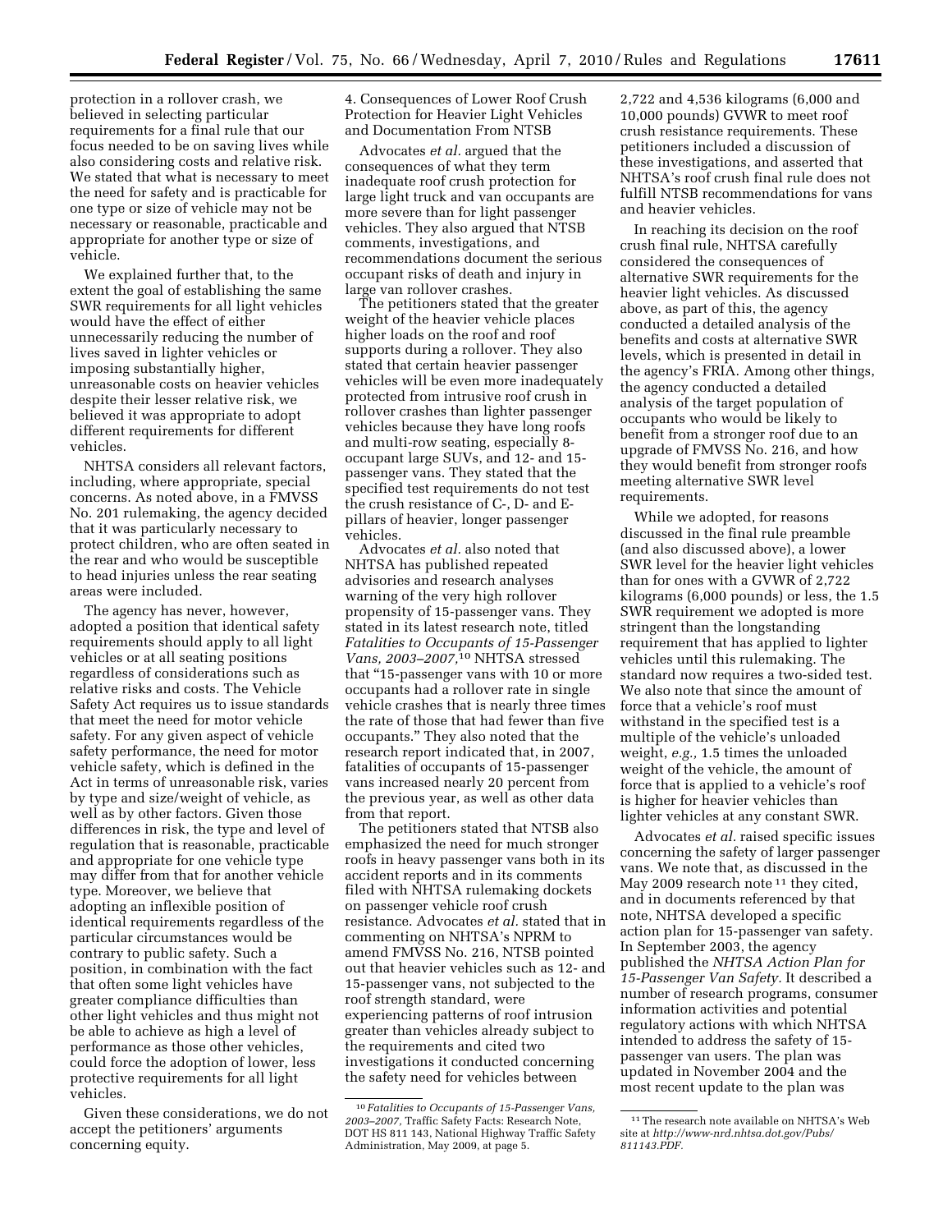protection in a rollover crash, we believed in selecting particular requirements for a final rule that our focus needed to be on saving lives while also considering costs and relative risk. We stated that what is necessary to meet the need for safety and is practicable for one type or size of vehicle may not be necessary or reasonable, practicable and appropriate for another type or size of vehicle.

We explained further that, to the extent the goal of establishing the same SWR requirements for all light vehicles would have the effect of either unnecessarily reducing the number of lives saved in lighter vehicles or imposing substantially higher, unreasonable costs on heavier vehicles despite their lesser relative risk, we believed it was appropriate to adopt different requirements for different vehicles.

NHTSA considers all relevant factors, including, where appropriate, special concerns. As noted above, in a FMVSS No. 201 rulemaking, the agency decided that it was particularly necessary to protect children, who are often seated in the rear and who would be susceptible to head injuries unless the rear seating areas were included.

The agency has never, however, adopted a position that identical safety requirements should apply to all light vehicles or at all seating positions regardless of considerations such as relative risks and costs. The Vehicle Safety Act requires us to issue standards that meet the need for motor vehicle safety. For any given aspect of vehicle safety performance, the need for motor vehicle safety, which is defined in the Act in terms of unreasonable risk, varies by type and size/weight of vehicle, as well as by other factors. Given those differences in risk, the type and level of regulation that is reasonable, practicable and appropriate for one vehicle type may differ from that for another vehicle type. Moreover, we believe that adopting an inflexible position of identical requirements regardless of the particular circumstances would be contrary to public safety. Such a position, in combination with the fact that often some light vehicles have greater compliance difficulties than other light vehicles and thus might not be able to achieve as high a level of performance as those other vehicles, could force the adoption of lower, less protective requirements for all light vehicles.

Given these considerations, we do not accept the petitioners' arguments concerning equity.

4. Consequences of Lower Roof Crush Protection for Heavier Light Vehicles and Documentation From NTSB

Advocates *et al.* argued that the consequences of what they term inadequate roof crush protection for large light truck and van occupants are more severe than for light passenger vehicles. They also argued that NTSB comments, investigations, and recommendations document the serious occupant risks of death and injury in large van rollover crashes.

The petitioners stated that the greater weight of the heavier vehicle places higher loads on the roof and roof supports during a rollover. They also stated that certain heavier passenger vehicles will be even more inadequately protected from intrusive roof crush in rollover crashes than lighter passenger vehicles because they have long roofs and multi-row seating, especially 8-occupant large SUVs, and 12- and 15-passenger vans. They stated that the specified test requirements do not test the crush resistance of C-, D- and E-pillars of heavier, longer passenger vehicles.

Advocates *et al.* also noted that NHTSA has published repeated advisories and research analyses warning of the very high rollover propensity of 15-passenger vans. They stated in its latest research note, titled *Fatalities to Occupants of 15-Passenger Vans, 2003–2007,*[10] NHTSA stressed that "15-passenger vans with 10 or more occupants had a rollover rate in single vehicle crashes that is nearly three times the rate of those that had fewer than five occupants." They also noted that the research report indicated that, in 2007, fatalities of occupants of 15-passenger vans increased nearly 20 percent from the previous year, as well as other data from that report.

The petitioners stated that NTSB also emphasized the need for much stronger roofs in heavy passenger vans both in its accident reports and in its comments filed with NHTSA rulemaking dockets on passenger vehicle roof crush resistance. Advocates *et al.* stated that in commenting on NHTSA's NPRM to amend FMVSS No. 216, NTSB pointed out that heavier vehicles such as 12- and 15-passenger vans, not subjected to the roof strength standard, were experiencing patterns of roof intrusion greater than vehicles already subject to the requirements and cited two investigations it conducted concerning the safety need for vehicles between 2,722 and 4,536 kilograms (6,000 and 10,000 pounds) GVWR to meet roof crush resistance requirements. These petitioners included a discussion of these investigations, and asserted that NHTSA's roof crush final rule does not fulfill NTSB recommendations for vans and heavier vehicles.

In reaching its decision on the roof crush final rule, NHTSA carefully considered the consequences of alternative SWR requirements for the heavier light vehicles. As discussed above, as part of this, the agency conducted a detailed analysis of the benefits and costs at alternative SWR levels, which is presented in detail in the agency's FRIA. Among other things, the agency conducted a detailed analysis of the target population of occupants who would be likely to benefit from a stronger roof due to an upgrade of FMVSS No. 216, and how they would benefit from stronger roofs meeting alternative SWR level requirements.

While we adopted, for reasons discussed in the final rule preamble (and also discussed above), a lower SWR level for the heavier light vehicles than for ones with a GVWR of 2,722 kilograms (6,000 pounds) or less, the 1.5 SWR requirement we adopted is more stringent than the longstanding requirement that has applied to lighter vehicles until this rulemaking. The standard now requires a two-sided test. We also note that since the amount of force that a vehicle's roof must withstand in the specified test is a multiple of the vehicle's unloaded weight, *e.g.,* 1.5 times the unloaded weight of the vehicle, the amount of force that is applied to a vehicle's roof is higher for heavier vehicles than lighter vehicles at any constant SWR.

Advocates *et al.* raised specific issues concerning the safety of larger passenger vans. We note that, as discussed in the May 2009 research note[11] they cited, and in documents referenced by that note, NHTSA developed a specific action plan for 15-passenger van safety. In September 2003, the agency published the *NHTSA Action Plan for 15-Passenger Van Safety.* It described a number of research programs, consumer information activities and potential regulatory actions with which NHTSA intended to address the safety of 15-passenger van users. The plan was updated in November 2004 and the most recent update to the plan was

---

[10] *Fatalities to Occupants of 15-Passenger Vans, 2003–2007,* Traffic Safety Facts: Research Note, DOT HS 811 143, National Highway Traffic Safety Administration, May 2009, at page 5.

[11] The research note available on NHTSA's Web site at *http://www-nrd.nhtsa.dot.gov/Pubs/811143.PDF.*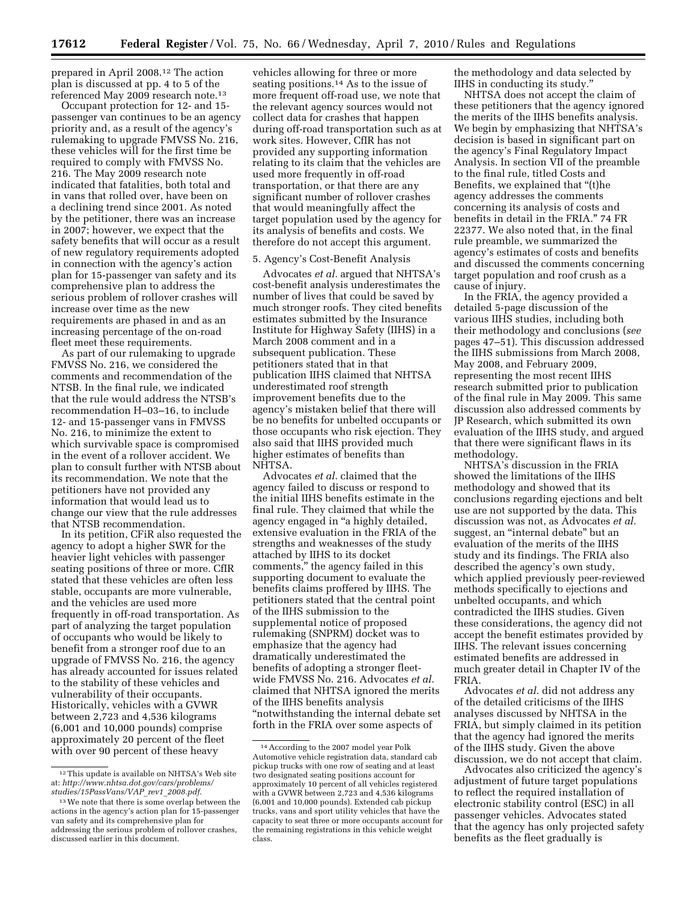prepared in April 2008.[12] The action plan is discussed at pp. 4 to 5 of the referenced May 2009 research note.[13]

Occupant protection for 12- and 15-passenger van continues to be an agency priority and, as a result of the agency's rulemaking to upgrade FMVSS No. 216, these vehicles will for the first time be required to comply with FMVSS No. 216. The May 2009 research note indicated that fatalities, both total and in vans that rolled over, have been on a declining trend since 2001. As noted by the petitioner, there was an increase in 2007; however, we expect that the safety benefits that will occur as a result of new regulatory requirements adopted in connection with the agency's action plan for 15-passenger van safety and its comprehensive plan to address the serious problem of rollover crashes will increase over time as the new requirements are phased in and as an increasing percentage of the on-road fleet meet these requirements.

As part of our rulemaking to upgrade FMVSS No. 216, we considered the comments and recommendation of the NTSB. In the final rule, we indicated that the rule would address the NTSB's recommendation H–03–16, to include 12- and 15-passenger vans in FMVSS No. 216, to minimize the extent to which survivable space is compromised in the event of a rollover accident. We plan to consult further with NTSB about its recommendation. We note that the petitioners have not provided any information that would lead us to change our view that the rule addresses that NTSB recommendation.

In its petition, CFiR also requested the agency to adopt a higher SWR for the heavier light vehicles with passenger seating positions of three or more. CfIR stated that these vehicles are often less stable, occupants are more vulnerable, and the vehicles are used more frequently in off-road transportation. As part of analyzing the target population of occupants who would be likely to benefit from a stronger roof due to an upgrade of FMVSS No. 216, the agency has already accounted for issues related to the stability of these vehicles and vulnerability of their occupants. Historically, vehicles with a GVWR between 2,723 and 4,536 kilograms (6,001 and 10,000 pounds) comprise approximately 20 percent of the fleet with over 90 percent of these heavy vehicles allowing for three or more seating positions.[14] As to the issue of more frequent off-road use, we note that the relevant agency sources would not collect data for crashes that happen during off-road transportation such as at work sites. However, CfIR has not provided any supporting information relating to its claim that the vehicles are used more frequently in off-road transportation, or that there are any significant number of rollover crashes that would meaningfully affect the target population used by the agency for its analysis of benefits and costs. We therefore do not accept this argument.

5. Agency's Cost-Benefit Analysis

Advocates *et al.* argued that NHTSA's cost-benefit analysis underestimates the number of lives that could be saved by much stronger roofs. They cited benefits estimates submitted by the Insurance Institute for Highway Safety (IIHS) in a March 2008 comment and in a subsequent publication. These petitioners stated that in that publication IIHS claimed that NHTSA underestimated roof strength improvement benefits due to the agency's mistaken belief that there will be no benefits for unbelted occupants or those occupants who risk ejection. They also said that IIHS provided much higher estimates of benefits than NHTSA.

Advocates *et al.* claimed that the agency failed to discuss or respond to the initial IIHS benefits estimate in the final rule. They claimed that while the agency engaged in "a highly detailed, extensive evaluation in the FRIA of the strengths and weaknesses of the study attached by IIHS to its docket comments," the agency failed in this supporting document to evaluate the benefits claims proffered by IIHS. The petitioners stated that the central point of the IIHS submission to the supplemental notice of proposed rulemaking (SNPRM) docket was to emphasize that the agency had dramatically underestimated the benefits of adopting a stronger fleet-wide FMVSS No. 216. Advocates *et al.* claimed that NHTSA ignored the merits of the IIHS benefits analysis "notwithstanding the internal debate set forth in the FRIA over some aspects of the methodology and data selected by IIHS in conducting its study."

NHTSA does not accept the claim of these petitioners that the agency ignored the merits of the IIHS benefits analysis. We begin by emphasizing that NHTSA's decision is based in significant part on the agency's Final Regulatory Impact Analysis. In section VII of the preamble to the final rule, titled Costs and Benefits, we explained that "(t)he agency addresses the comments concerning its analysis of costs and benefits in detail in the FRIA." 74 FR 22377. We also noted that, in the final rule preamble, we summarized the agency's estimates of costs and benefits and discussed the comments concerning target population and roof crush as a cause of injury.

In the FRIA, the agency provided a detailed 5-page discussion of the various IIHS studies, including both their methodology and conclusions (*see* pages 47–51). This discussion addressed the IIHS submissions from March 2008, May 2008, and February 2009, representing the most recent IIHS research submitted prior to publication of the final rule in May 2009. This same discussion also addressed comments by JP Research, which submitted its own evaluation of the IIHS study, and argued that there were significant flaws in its methodology.

NHTSA's discussion in the FRIA showed the limitations of the IIHS methodology and showed that its conclusions regarding ejections and belt use are not supported by the data. This discussion was not, as Advocates *et al.* suggest, an "internal debate" but an evaluation of the merits of the IIHS study and its findings. The FRIA also described the agency's own study, which applied previously peer-reviewed methods specifically to ejections and unbelted occupants, and which contradicted the IIHS studies. Given these considerations, the agency did not accept the benefit estimates provided by IIHS. The relevant issues concerning estimated benefits are addressed in much greater detail in Chapter IV of the FRIA.

Advocates *et al.* did not address any of the detailed criticisms of the IIHS analyses discussed by NHTSA in the FRIA, but simply claimed in its petition that the agency had ignored the merits of the IIHS study. Given the above discussion, we do not accept that claim.

Advocates also criticized the agency's adjustment of future target populations to reflect the required installation of electronic stability control (ESC) in all passenger vehicles. Advocates stated that the agency has only projected safety benefits as the fleet gradually is

---

[12] This update is available on NHTSA's Web site at: *http://www.nhtsa.dot.gov/cars/problems/studies/15PassVans/VAP_rev1_2008.pdf*.

[13] We note that there is some overlap between the actions in the agency's action plan for 15-passenger van safety and its comprehensive plan for addressing the serious problem of rollover crashes, discussed earlier in this document.

[14] According to the 2007 model year Polk Automotive vehicle registration data, standard cab pickup trucks with one row of seating and at least two designated seating positions account for approximately 10 percent of all vehicles registered with a GVWR between 2,723 and 4,536 kilograms (6,001 and 10,000 pounds). Extended cab pickup trucks, vans and sport utility vehicles that have the capacity to seat three or more occupants account for the remaining registrations in this vehicle weight class.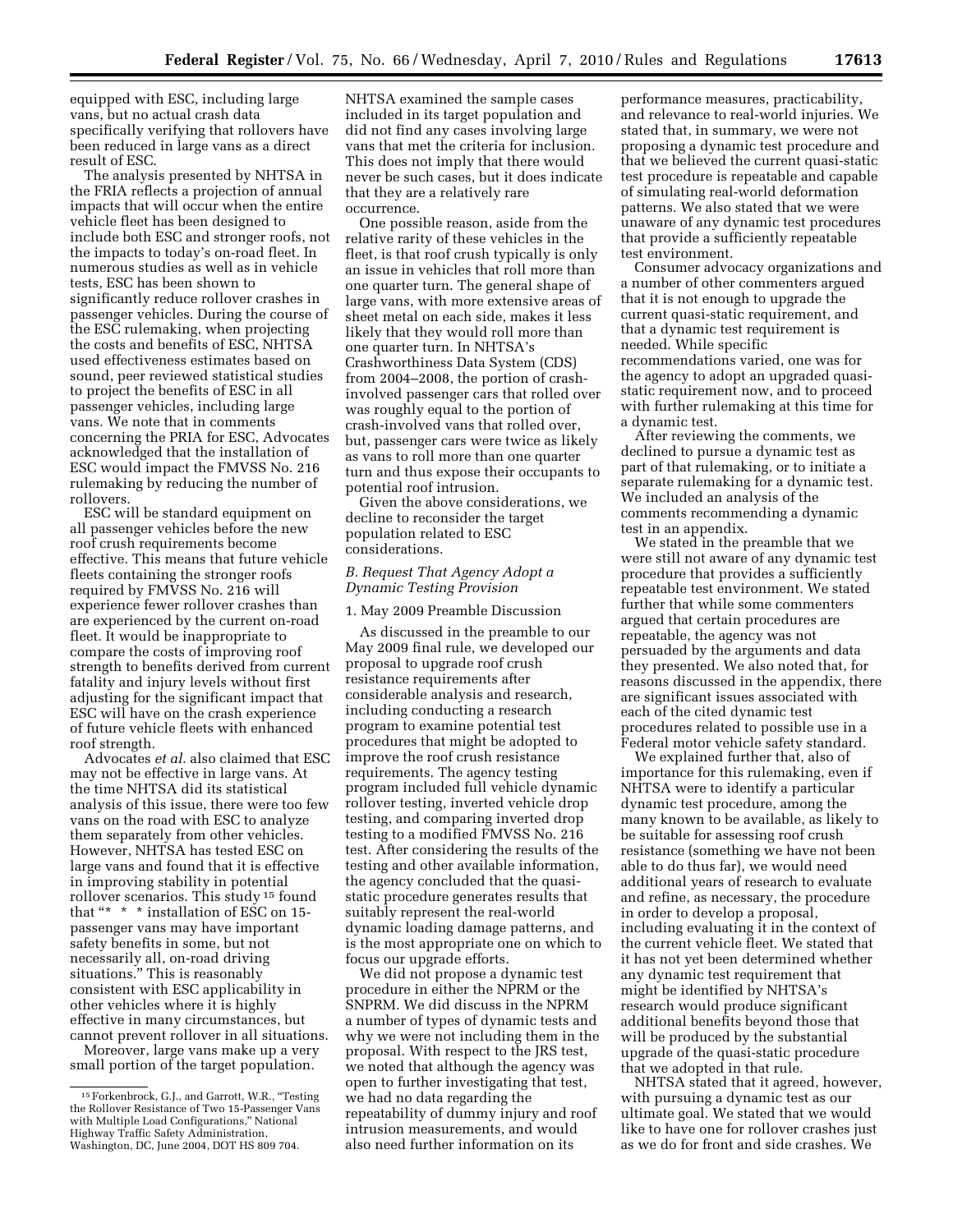equipped with ESC, including large vans, but no actual crash data specifically verifying that rollovers have been reduced in large vans as a direct result of ESC.

The analysis presented by NHTSA in the FRIA reflects a projection of annual impacts that will occur when the entire vehicle fleet has been designed to include both ESC and stronger roofs, not the impacts to today's on-road fleet. In numerous studies as well as in vehicle tests, ESC has been shown to significantly reduce rollover crashes in passenger vehicles. During the course of the ESC rulemaking, when projecting the costs and benefits of ESC, NHTSA used effectiveness estimates based on sound, peer reviewed statistical studies to project the benefits of ESC in all passenger vehicles, including large vans. We note that in comments concerning the PRIA for ESC, Advocates acknowledged that the installation of ESC would impact the FMVSS No. 216 rulemaking by reducing the number of rollovers.

ESC will be standard equipment on all passenger vehicles before the new roof crush requirements become effective. This means that future vehicle fleets containing the stronger roofs required by FMVSS No. 216 will experience fewer rollover crashes than are experienced by the current on-road fleet. It would be inappropriate to compare the costs of improving roof strength to benefits derived from current fatality and injury levels without first adjusting for the significant impact that ESC will have on the crash experience of future vehicle fleets with enhanced roof strength.

Advocates *et al.* also claimed that ESC may not be effective in large vans. At the time NHTSA did its statistical analysis of this issue, there were too few vans on the road with ESC to analyze them separately from other vehicles. However, NHTSA has tested ESC on large vans and found that it is effective in improving stability in potential rollover scenarios. This study [15] found that "* * * installation of ESC on 15-passenger vans may have important safety benefits in some, but not necessarily all, on-road driving situations." This is reasonably consistent with ESC applicability in other vehicles where it is highly effective in many circumstances, but cannot prevent rollover in all situations.

Moreover, large vans make up a very small portion of the target population. NHTSA examined the sample cases included in its target population and did not find any cases involving large vans that met the criteria for inclusion. This does not imply that there would never be such cases, but it does indicate that they are a relatively rare occurrence.

One possible reason, aside from the relative rarity of these vehicles in the fleet, is that roof crush typically is only an issue in vehicles that roll more than one quarter turn. The general shape of large vans, with more extensive areas of sheet metal on each side, makes it less likely that they would roll more than one quarter turn. In NHTSA's Crashworthiness Data System (CDS) from 2004–2008, the portion of crash-involved passenger cars that rolled over was roughly equal to the portion of crash-involved vans that rolled over, but, passenger cars were twice as likely as vans to roll more than one quarter turn and thus expose their occupants to potential roof intrusion.

Given the above considerations, we decline to reconsider the target population related to ESC considerations.

### *B. Request That Agency Adopt a Dynamic Testing Provision*

#### 1. May 2009 Preamble Discussion

As discussed in the preamble to our May 2009 final rule, we developed our proposal to upgrade roof crush resistance requirements after considerable analysis and research, including conducting a research program to examine potential test procedures that might be adopted to improve the roof crush resistance requirements. The agency testing program included full vehicle dynamic rollover testing, inverted vehicle drop testing, and comparing inverted drop testing to a modified FMVSS No. 216 test. After considering the results of the testing and other available information, the agency concluded that the quasi-static procedure generates results that suitably represent the real-world dynamic loading damage patterns, and is the most appropriate one on which to focus our upgrade efforts.

We did not propose a dynamic test procedure in either the NPRM or the SNPRM. We did discuss in the NPRM a number of types of dynamic tests and why we were not including them in the proposal. With respect to the JRS test, we noted that although the agency was open to further investigating that test, we had no data regarding the repeatability of dummy injury and roof intrusion measurements, and would also need further information on its performance measures, practicability, and relevance to real-world injuries. We stated that, in summary, we were not proposing a dynamic test procedure and that we believed the current quasi-static test procedure is repeatable and capable of simulating real-world deformation patterns. We also stated that we were unaware of any dynamic test procedures that provide a sufficiently repeatable test environment.

Consumer advocacy organizations and a number of other commenters argued that it is not enough to upgrade the current quasi-static requirement, and that a dynamic test requirement is needed. While specific recommendations varied, one was for the agency to adopt an upgraded quasi-static requirement now, and to proceed with further rulemaking at this time for a dynamic test.

After reviewing the comments, we declined to pursue a dynamic test as part of that rulemaking, or to initiate a separate rulemaking for a dynamic test. We included an analysis of the comments recommending a dynamic test in an appendix.

We stated in the preamble that we were still not aware of any dynamic test procedure that provides a sufficiently repeatable test environment. We stated further that while some commenters argued that certain procedures are repeatable, the agency was not persuaded by the arguments and data they presented. We also noted that, for reasons discussed in the appendix, there are significant issues associated with each of the cited dynamic test procedures related to possible use in a Federal motor vehicle safety standard.

We explained further that, also of importance for this rulemaking, even if NHTSA were to identify a particular dynamic test procedure, among the many known to be available, as likely to be suitable for assessing roof crush resistance (something we have not been able to do thus far), we would need additional years of research to evaluate and refine, as necessary, the procedure in order to develop a proposal, including evaluating it in the context of the current vehicle fleet. We stated that it has not yet been determined whether any dynamic test requirement that might be identified by NHTSA's research would produce significant additional benefits beyond those that will be produced by the substantial upgrade of the quasi-static procedure that we adopted in that rule.

NHTSA stated that it agreed, however, with pursuing a dynamic test as our ultimate goal. We stated that we would like to have one for rollover crashes just as we do for front and side crashes. We

[15] Forkenbrock, G.J., and Garrott, W.R., "Testing the Rollover Resistance of Two 15-Passenger Vans with Multiple Load Configurations," National Highway Traffic Safety Administration, Washington, DC, June 2004, DOT HS 809 704.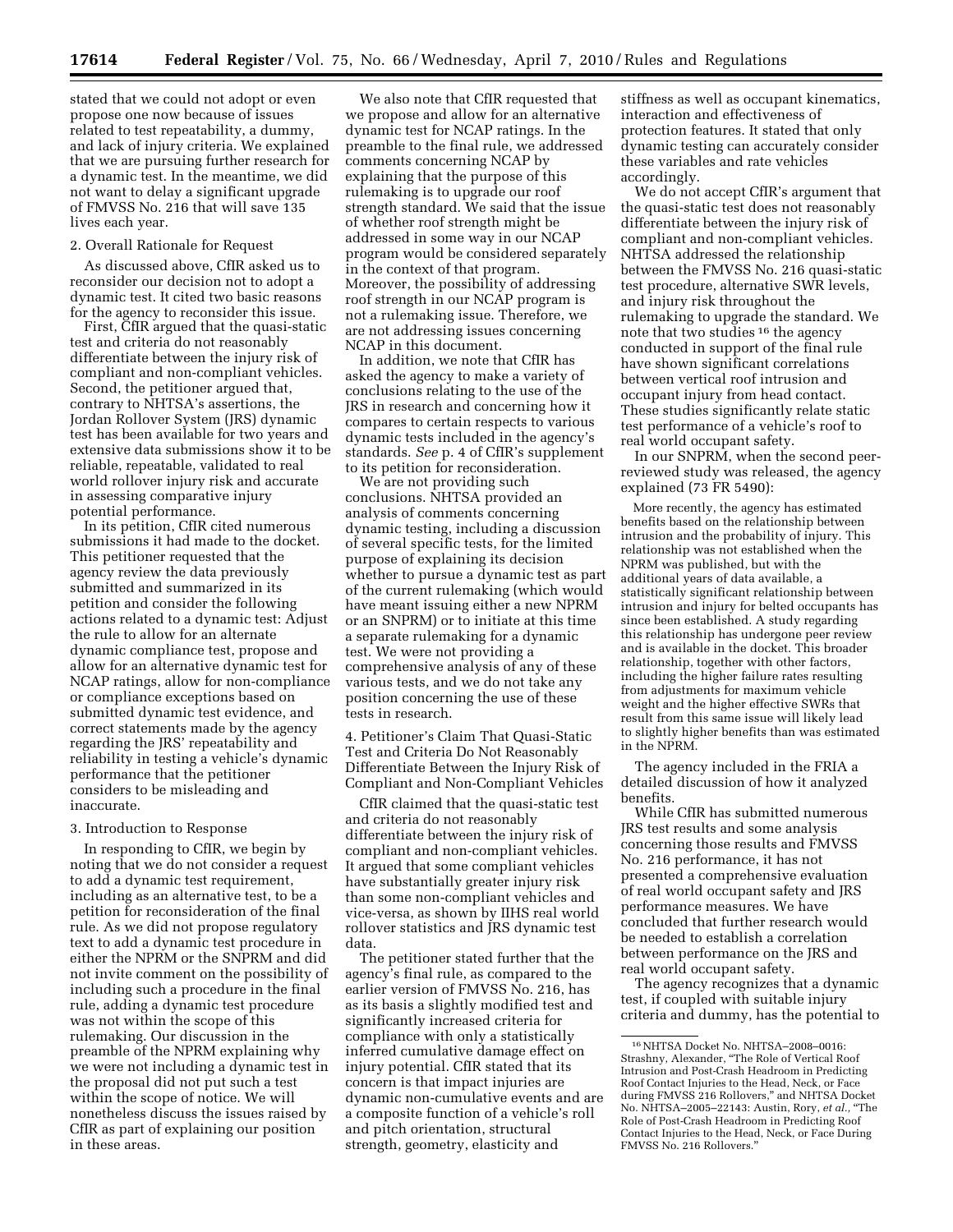stated that we could not adopt or even propose one now because of issues related to test repeatability, a dummy, and lack of injury criteria. We explained that we are pursuing further research for a dynamic test. In the meantime, we did not want to delay a significant upgrade of FMVSS No. 216 that will save 135 lives each year.

2. Overall Rationale for Request

As discussed above, CfIR asked us to reconsider our decision not to adopt a dynamic test. It cited two basic reasons for the agency to reconsider this issue.

First, CfIR argued that the quasi-static test and criteria do not reasonably differentiate between the injury risk of compliant and non-compliant vehicles. Second, the petitioner argued that, contrary to NHTSA's assertions, the Jordan Rollover System (JRS) dynamic test has been available for two years and extensive data submissions show it to be reliable, repeatable, validated to real world rollover injury risk and accurate in assessing comparative injury potential performance.

In its petition, CfIR cited numerous submissions it had made to the docket. This petitioner requested that the agency review the data previously submitted and summarized in its petition and consider the following actions related to a dynamic test: Adjust the rule to allow for an alternate dynamic compliance test, propose and allow for an alternative dynamic test for NCAP ratings, allow for non-compliance or compliance exceptions based on submitted dynamic test evidence, and correct statements made by the agency regarding the JRS' repeatability and reliability in testing a vehicle's dynamic performance that the petitioner considers to be misleading and inaccurate.

3. Introduction to Response

In responding to CfIR, we begin by noting that we do not consider a request to add a dynamic test requirement, including as an alternative test, to be a petition for reconsideration of the final rule. As we did not propose regulatory text to add a dynamic test procedure in either the NPRM or the SNPRM and did not invite comment on the possibility of including such a procedure in the final rule, adding a dynamic test procedure was not within the scope of this rulemaking. Our discussion in the preamble of the NPRM explaining why we were not including a dynamic test in the proposal did not put such a test within the scope of notice. We will nonetheless discuss the issues raised by CfIR as part of explaining our position in these areas.

We also note that CfIR requested that we propose and allow for an alternative dynamic test for NCAP ratings. In the preamble to the final rule, we addressed comments concerning NCAP by explaining that the purpose of this rulemaking is to upgrade our roof strength standard. We said that the issue of whether roof strength might be addressed in some way in our NCAP program would be considered separately in the context of that program. Moreover, the possibility of addressing roof strength in our NCAP program is not a rulemaking issue. Therefore, we are not addressing issues concerning NCAP in this document.

In addition, we note that CfIR has asked the agency to make a variety of conclusions relating to the use of the JRS in research and concerning how it compares to certain respects to various dynamic tests included in the agency's standards. *See* p. 4 of CfIR's supplement to its petition for reconsideration.

We are not providing such conclusions. NHTSA provided an analysis of comments concerning dynamic testing, including a discussion of several specific tests, for the limited purpose of explaining its decision whether to pursue a dynamic test as part of the current rulemaking (which would have meant issuing either a new NPRM or an SNPRM) or to initiate at this time a separate rulemaking for a dynamic test. We were not providing a comprehensive analysis of any of these various tests, and we do not take any position concerning the use of these tests in research.

4. Petitioner's Claim That Quasi-Static Test and Criteria Do Not Reasonably Differentiate Between the Injury Risk of Compliant and Non-Compliant Vehicles

CfIR claimed that the quasi-static test and criteria do not reasonably differentiate between the injury risk of compliant and non-compliant vehicles. It argued that some compliant vehicles have substantially greater injury risk than some non-compliant vehicles and vice-versa, as shown by IIHS real world rollover statistics and JRS dynamic test data.

The petitioner stated further that the agency's final rule, as compared to the earlier version of FMVSS No. 216, has as its basis a slightly modified test and significantly increased criteria for compliance with only a statistically inferred cumulative damage effect on injury potential. CfIR stated that its concern is that impact injuries are dynamic non-cumulative events and are a composite function of a vehicle's roll and pitch orientation, structural strength, geometry, elasticity and stiffness as well as occupant kinematics, interaction and effectiveness of protection features. It stated that only dynamic testing can accurately consider these variables and rate vehicles accordingly.

We do not accept CfIR's argument that the quasi-static test does not reasonably differentiate between the injury risk of compliant and non-compliant vehicles. NHTSA addressed the relationship between the FMVSS No. 216 quasi-static test procedure, alternative SWR levels, and injury risk throughout the rulemaking to upgrade the standard. We note that two studies [16] the agency conducted in support of the final rule have shown significant correlations between vertical roof intrusion and occupant injury from head contact. These studies significantly relate static test performance of a vehicle's roof to real world occupant safety.

In our SNPRM, when the second peer-reviewed study was released, the agency explained (73 FR 5490):

> More recently, the agency has estimated benefits based on the relationship between intrusion and the probability of injury. This relationship was not established when the NPRM was published, but with the additional years of data available, a statistically significant relationship between intrusion and injury for belted occupants has since been established. A study regarding this relationship has undergone peer review and is available in the docket. This broader relationship, together with other factors, including the higher failure rates resulting from adjustments for maximum vehicle weight and the higher effective SWRs that result from this same issue will likely lead to slightly higher benefits than was estimated in the NPRM.

The agency included in the FRIA a detailed discussion of how it analyzed benefits.

While CfIR has submitted numerous JRS test results and some analysis concerning those results and FMVSS No. 216 performance, it has not presented a comprehensive evaluation of real world occupant safety and JRS performance measures. We have concluded that further research would be needed to establish a correlation between performance on the JRS and real world occupant safety.

The agency recognizes that a dynamic test, if coupled with suitable injury criteria and dummy, has the potential to

[16] NHTSA Docket No. NHTSA–2008–0016: Strashny, Alexander, "The Role of Vertical Roof Intrusion and Post-Crash Headroom in Predicting Roof Contact Injuries to the Head, Neck, or Face during FMVSS 216 Rollovers," and NHTSA Docket No. NHTSA–2005–22143: Austin, Rory, *et al.,* "The Role of Post-Crash Headroom in Predicting Roof Contact Injuries to the Head, Neck, or Face During FMVSS No. 216 Rollovers."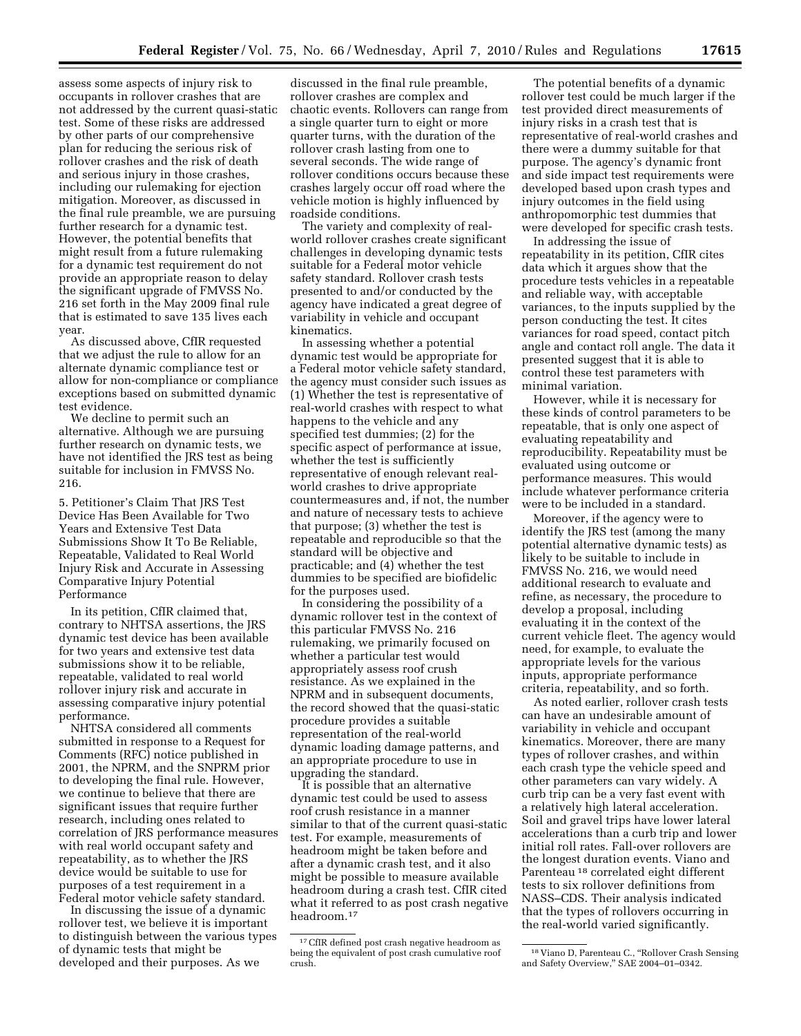assess some aspects of injury risk to occupants in rollover crashes that are not addressed by the current quasi-static test. Some of these risks are addressed by other parts of our comprehensive plan for reducing the serious risk of rollover crashes and the risk of death and serious injury in those crashes, including our rulemaking for ejection mitigation. Moreover, as discussed in the final rule preamble, we are pursuing further research for a dynamic test. However, the potential benefits that might result from a future rulemaking for a dynamic test requirement do not provide an appropriate reason to delay the significant upgrade of FMVSS No. 216 set forth in the May 2009 final rule that is estimated to save 135 lives each year.

As discussed above, CfIR requested that we adjust the rule to allow for an alternate dynamic compliance test or allow for non-compliance or compliance exceptions based on submitted dynamic test evidence.

We decline to permit such an alternative. Although we are pursuing further research on dynamic tests, we have not identified the JRS test as being suitable for inclusion in FMVSS No. 216.

5. Petitioner's Claim That JRS Test Device Has Been Available for Two Years and Extensive Test Data Submissions Show It To Be Reliable, Repeatable, Validated to Real World Injury Risk and Accurate in Assessing Comparative Injury Potential Performance

In its petition, CfIR claimed that, contrary to NHTSA assertions, the JRS dynamic test device has been available for two years and extensive test data submissions show it to be reliable, repeatable, validated to real world rollover injury risk and accurate in assessing comparative injury potential performance.

NHTSA considered all comments submitted in response to a Request for Comments (RFC) notice published in 2001, the NPRM, and the SNPRM prior to developing the final rule. However, we continue to believe that there are significant issues that require further research, including ones related to correlation of JRS performance measures with real world occupant safety and repeatability, as to whether the JRS device would be suitable to use for purposes of a test requirement in a Federal motor vehicle safety standard.

In discussing the issue of a dynamic rollover test, we believe it is important to distinguish between the various types of dynamic tests that might be developed and their purposes. As we discussed in the final rule preamble, rollover crashes are complex and chaotic events. Rollovers can range from a single quarter turn to eight or more quarter turns, with the duration of the rollover crash lasting from one to several seconds. The wide range of rollover conditions occurs because these crashes largely occur off road where the vehicle motion is highly influenced by roadside conditions.

The variety and complexity of real-world rollover crashes create significant challenges in developing dynamic tests suitable for a Federal motor vehicle safety standard. Rollover crash tests presented to and/or conducted by the agency have indicated a great degree of variability in vehicle and occupant kinematics.

In assessing whether a potential dynamic test would be appropriate for a Federal motor vehicle safety standard, the agency must consider such issues as (1) Whether the test is representative of real-world crashes with respect to what happens to the vehicle and any specified test dummies; (2) for the specific aspect of performance at issue, whether the test is sufficiently representative of enough relevant real-world crashes to drive appropriate countermeasures and, if not, the number and nature of necessary tests to achieve that purpose; (3) whether the test is repeatable and reproducible so that the standard will be objective and practicable; and (4) whether the test dummies to be specified are biofidelic for the purposes used.

In considering the possibility of a dynamic rollover test in the context of this particular FMVSS No. 216 rulemaking, we primarily focused on whether a particular test would appropriately assess roof crush resistance. As we explained in the NPRM and in subsequent documents, the record showed that the quasi-static procedure provides a suitable representation of the real-world dynamic loading damage patterns, and an appropriate procedure to use in upgrading the standard.

It is possible that an alternative dynamic test could be used to assess roof crush resistance in a manner similar to that of the current quasi-static test. For example, measurements of headroom might be taken before and after a dynamic crash test, and it also might be possible to measure available headroom during a crash test. CfIR cited what it referred to as post crash negative headroom.[17]

[17] CfIR defined post crash negative headroom as being the equivalent of post crash cumulative roof crush.

The potential benefits of a dynamic rollover test could be much larger if the test provided direct measurements of injury risks in a crash test that is representative of real-world crashes and there were a dummy suitable for that purpose. The agency's dynamic front and side impact test requirements were developed based upon crash types and injury outcomes in the field using anthropomorphic test dummies that were developed for specific crash tests.

In addressing the issue of repeatability in its petition, CfIR cites data which it argues show that the procedure tests vehicles in a repeatable and reliable way, with acceptable variances, to the inputs supplied by the person conducting the test. It cites variances for road speed, contact pitch angle and contact roll angle. The data it presented suggest that it is able to control these test parameters with minimal variation.

However, while it is necessary for these kinds of control parameters to be repeatable, that is only one aspect of evaluating repeatability and reproducibility. Repeatability must be evaluated using outcome or performance measures. This would include whatever performance criteria were to be included in a standard.

Moreover, if the agency were to identify the JRS test (among the many potential alternative dynamic tests) as likely to be suitable to include in FMVSS No. 216, we would need additional research to evaluate and refine, as necessary, the procedure to develop a proposal, including evaluating it in the context of the current vehicle fleet. The agency would need, for example, to evaluate the appropriate levels for the various inputs, appropriate performance criteria, repeatability, and so forth.

As noted earlier, rollover crash tests can have an undesirable amount of variability in vehicle and occupant kinematics. Moreover, there are many types of rollover crashes, and within each crash type the vehicle speed and other parameters can vary widely. A curb trip can be a very fast event with a relatively high lateral acceleration. Soil and gravel trips have lower lateral accelerations than a curb trip and lower initial roll rates. Fall-over rollovers are the longest duration events. Viano and Parenteau[18] correlated eight different tests to six rollover definitions from NASS–CDS. Their analysis indicated that the types of rollovers occurring in the real-world varied significantly.

[18] Viano D, Parenteau C., "Rollover Crash Sensing and Safety Overview," SAE 2004–01–0342.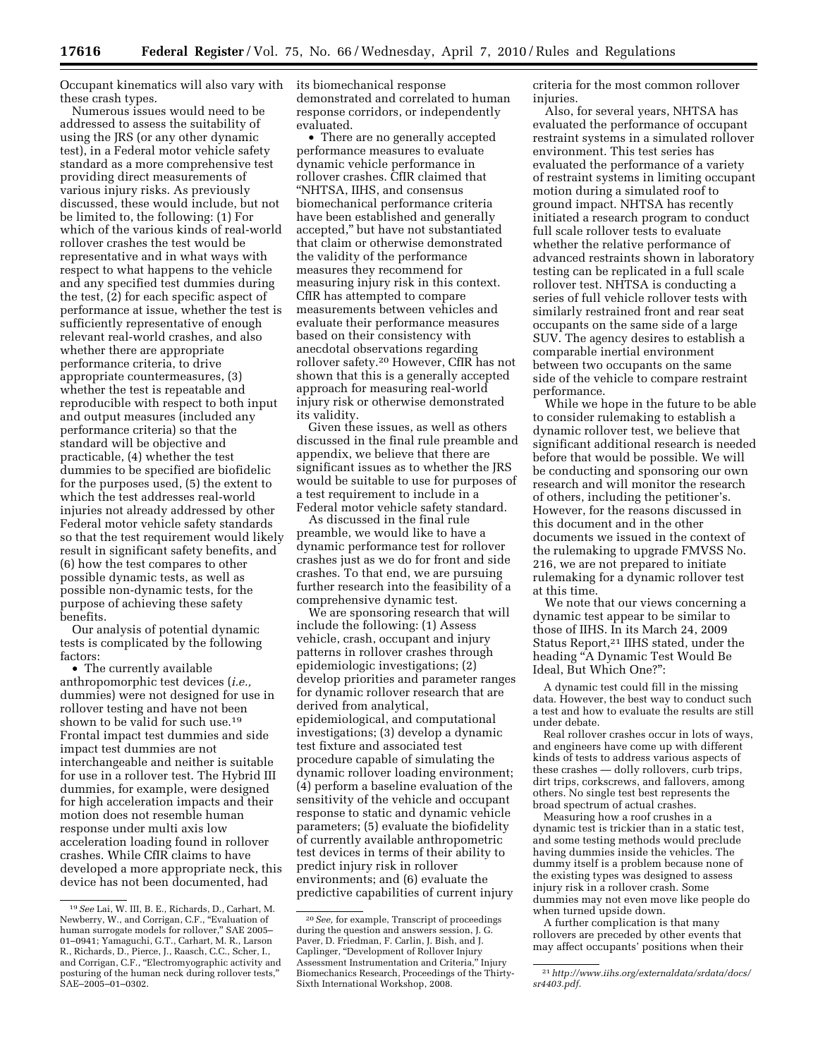Occupant kinematics will also vary with these crash types.

Numerous issues would need to be addressed to assess the suitability of using the JRS (or any other dynamic test), in a Federal motor vehicle safety standard as a more comprehensive test providing direct measurements of various injury risks. As previously discussed, these would include, but not be limited to, the following: (1) For which of the various kinds of real-world rollover crashes the test would be representative and in what ways with respect to what happens to the vehicle and any specified test dummies during the test, (2) for each specific aspect of performance at issue, whether the test is sufficiently representative of enough relevant real-world crashes, and also whether there are appropriate performance criteria, to drive appropriate countermeasures, (3) whether the test is repeatable and reproducible with respect to both input and output measures (included any performance criteria) so that the standard will be objective and practicable, (4) whether the test dummies to be specified are biofidelic for the purposes used, (5) the extent to which the test addresses real-world injuries not already addressed by other Federal motor vehicle safety standards so that the test requirement would likely result in significant safety benefits, and (6) how the test compares to other possible dynamic tests, as well as possible non-dynamic tests, for the purpose of achieving these safety benefits.

Our analysis of potential dynamic tests is complicated by the following factors:

- The currently available anthropomorphic test devices (*i.e.,* dummies) were not designed for use in rollover testing and have not been shown to be valid for such use.[19] Frontal impact test dummies and side impact test dummies are not interchangeable and neither is suitable for use in a rollover test. The Hybrid III dummies, for example, were designed for high acceleration impacts and their motion does not resemble human response under multi axis low acceleration loading found in rollover crashes. While CfIR claims to have developed a more appropriate neck, this device has not been documented, had its biomechanical response demonstrated and correlated to human response corridors, or independently evaluated.
- There are no generally accepted performance measures to evaluate dynamic vehicle performance in rollover crashes. CfIR claimed that "NHTSA, IIHS, and consensus biomechanical performance criteria have been established and generally accepted," but have not substantiated that claim or otherwise demonstrated the validity of the performance measures they recommend for measuring injury risk in this context. CfIR has attempted to compare measurements between vehicles and evaluate their performance measures based on their consistency with anecdotal observations regarding rollover safety.[20] However, CfIR has not shown that this is a generally accepted approach for measuring real-world injury risk or otherwise demonstrated its validity.

Given these issues, as well as others discussed in the final rule preamble and appendix, we believe that there are significant issues as to whether the JRS would be suitable to use for purposes of a test requirement to include in a Federal motor vehicle safety standard.

As discussed in the final rule preamble, we would like to have a dynamic performance test for rollover crashes just as we do for front and side crashes. To that end, we are pursuing further research into the feasibility of a comprehensive dynamic test.

We are sponsoring research that will include the following: (1) Assess vehicle, crash, occupant and injury patterns in rollover crashes through epidemiologic investigations; (2) develop priorities and parameter ranges for dynamic rollover research that are derived from analytical, epidemiological, and computational investigations; (3) develop a dynamic test fixture and associated test procedure capable of simulating the dynamic rollover loading environment; (4) perform a baseline evaluation of the sensitivity of the vehicle and occupant response to static and dynamic vehicle parameters; (5) evaluate the biofidelity of currently available anthropometric test devices in terms of their ability to predict injury risk in rollover environments; and (6) evaluate the predictive capabilities of current injury criteria for the most common rollover injuries.

Also, for several years, NHTSA has evaluated the performance of occupant restraint systems in a simulated rollover environment. This test series has evaluated the performance of a variety of restraint systems in limiting occupant motion during a simulated roof to ground impact. NHTSA has recently initiated a research program to conduct full scale rollover tests to evaluate whether the relative performance of advanced restraints shown in laboratory testing can be replicated in a full scale rollover test. NHTSA is conducting a series of full vehicle rollover tests with similarly restrained front and rear seat occupants on the same side of a large SUV. The agency desires to establish a comparable inertial environment between two occupants on the same side of the vehicle to compare restraint performance.

While we hope in the future to be able to consider rulemaking to establish a dynamic rollover test, we believe that significant additional research is needed before that would be possible. We will be conducting and sponsoring our own research and will monitor the research of others, including the petitioner's. However, for the reasons discussed in this document and in the other documents we issued in the context of the rulemaking to upgrade FMVSS No. 216, we are not prepared to initiate rulemaking for a dynamic rollover test at this time.

We note that our views concerning a dynamic test appear to be similar to those of IIHS. In its March 24, 2009 Status Report,[21] IIHS stated, under the heading "A Dynamic Test Would Be Ideal, But Which One?":

> A dynamic test could fill in the missing data. However, the best way to conduct such a test and how to evaluate the results are still under debate.
>
> Real rollover crashes occur in lots of ways, and engineers have come up with different kinds of tests to address various aspects of these crashes — dolly rollovers, curb trips, dirt trips, corkscrews, and fallovers, among others. No single test best represents the broad spectrum of actual crashes.
>
> Measuring how a roof crushes in a dynamic test is trickier than in a static test, and some testing methods would preclude having dummies inside the vehicles. The dummy itself is a problem because none of the existing types was designed to assess injury risk in a rollover crash. Some dummies may not even move like people do when turned upside down.
>
> A further complication is that many rollovers are preceded by other events that may affect occupants' positions when their

---

[19] *See* Lai, W. III, B. E., Richards, D., Carhart, M. Newberry, W., and Corrigan, C.F., "Evaluation of human surrogate models for rollover," SAE 2005–01–0941; Yamaguchi, G.T., Carhart, M. R., Larson R., Richards, D., Pierce, J., Raasch, C.C., Scher, I., and Corrigan, C.F., "Electromyographic activity and posturing of the human neck during rollover tests," SAE–2005–01–0302.

[20] *See,* for example, Transcript of proceedings during the question and answers session, J. G. Paver, D. Friedman, F. Carlin, J. Bish, and J. Caplinger, "Development of Rollover Injury Assessment Instrumentation and Criteria," Injury Biomechanics Research, Proceedings of the Thirty-Sixth International Workshop, 2008.

[21] *http://www.iihs.org/externaldata/srdata/docs/sr4403.pdf.*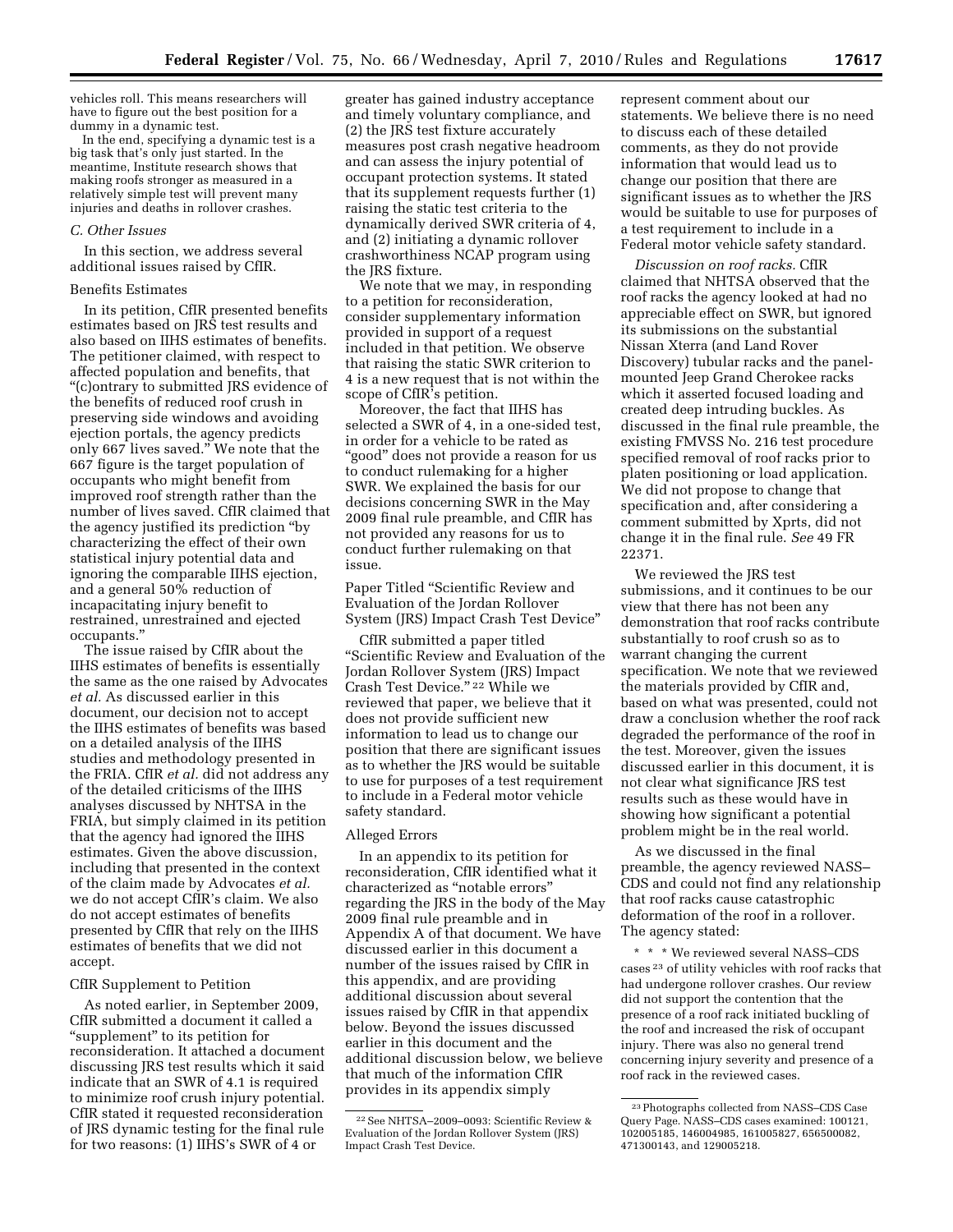vehicles roll. This means researchers will have to figure out the best position for a dummy in a dynamic test.

In the end, specifying a dynamic test is a big task that's only just started. In the meantime, Institute research shows that making roofs stronger as measured in a relatively simple test will prevent many injuries and deaths in rollover crashes.

### *C. Other Issues*

In this section, we address several additional issues raised by CfIR.

#### Benefits Estimates

In its petition, CfIR presented benefits estimates based on JRS test results and also based on IIHS estimates of benefits. The petitioner claimed, with respect to affected population and benefits, that "(c)ontrary to submitted JRS evidence of the benefits of reduced roof crush in preserving side windows and avoiding ejection portals, the agency predicts only 667 lives saved." We note that the 667 figure is the target population of occupants who might benefit from improved roof strength rather than the number of lives saved. CfIR claimed that the agency justified its prediction "by characterizing the effect of their own statistical injury potential data and ignoring the comparable IIHS ejection, and a general 50% reduction of incapacitating injury benefit to restrained, unrestrained and ejected occupants."

The issue raised by CfIR about the IIHS estimates of benefits is essentially the same as the one raised by Advocates *et al.* As discussed earlier in this document, our decision not to accept the IIHS estimates of benefits was based on a detailed analysis of the IIHS studies and methodology presented in the FRIA. CfIR *et al.* did not address any of the detailed criticisms of the IIHS analyses discussed by NHTSA in the FRIA, but simply claimed in its petition that the agency had ignored the IIHS estimates. Given the above discussion, including that presented in the context of the claim made by Advocates *et al.* we do not accept CfIR's claim. We also do not accept estimates of benefits presented by CfIR that rely on the IIHS estimates of benefits that we did not accept.

#### CfIR Supplement to Petition

As noted earlier, in September 2009, CfIR submitted a document it called a "supplement" to its petition for reconsideration. It attached a document discussing JRS test results which it said indicate that an SWR of 4.1 is required to minimize roof crush injury potential. CfIR stated it requested reconsideration of JRS dynamic testing for the final rule for two reasons: (1) IIHS's SWR of 4 or greater has gained industry acceptance and timely voluntary compliance, and (2) the JRS test fixture accurately measures post crash negative headroom and can assess the injury potential of occupant protection systems. It stated that its supplement requests further (1) raising the static test criteria to the dynamically derived SWR criteria of 4, and (2) initiating a dynamic rollover crashworthiness NCAP program using the JRS fixture.

We note that we may, in responding to a petition for reconsideration, consider supplementary information provided in support of a request included in that petition. We observe that raising the static SWR criterion to 4 is a new request that is not within the scope of CfIR's petition.

Moreover, the fact that IIHS has selected a SWR of 4, in a one-sided test, in order for a vehicle to be rated as "good" does not provide a reason for us to conduct rulemaking for a higher SWR. We explained the basis for our decisions concerning SWR in the May 2009 final rule preamble, and CfIR has not provided any reasons for us to conduct further rulemaking on that issue.

#### Paper Titled "Scientific Review and Evaluation of the Jordan Rollover System (JRS) Impact Crash Test Device"

CfIR submitted a paper titled "Scientific Review and Evaluation of the Jordan Rollover System (JRS) Impact Crash Test Device." [22] While we reviewed that paper, we believe that it does not provide sufficient new information to lead us to change our position that there are significant issues as to whether the JRS would be suitable to use for purposes of a test requirement to include in a Federal motor vehicle safety standard.

#### Alleged Errors

In an appendix to its petition for reconsideration, CfIR identified what it characterized as "notable errors" regarding the JRS in the body of the May 2009 final rule preamble and in Appendix A of that document. We have discussed earlier in this document a number of the issues raised by CfIR in this appendix, and are providing additional discussion about several issues raised by CfIR in that appendix below. Beyond the issues discussed earlier in this document and the additional discussion below, we believe that much of the information CfIR provides in its appendix simply represent comment about our statements. We believe there is no need to discuss each of these detailed comments, as they do not provide information that would lead us to change our position that there are significant issues as to whether the JRS would be suitable to use for purposes of a test requirement to include in a Federal motor vehicle safety standard.

*Discussion on roof racks.* CfIR claimed that NHTSA observed that the roof racks the agency looked at had no appreciable effect on SWR, but ignored its submissions on the substantial Nissan Xterra (and Land Rover Discovery) tubular racks and the panel-mounted Jeep Grand Cherokee racks which it asserted focused loading and created deep intruding buckles. As discussed in the final rule preamble, the existing FMVSS No. 216 test procedure specified removal of roof racks prior to platen positioning or load application. We did not propose to change that specification and, after considering a comment submitted by Xprts, did not change it in the final rule. *See* 49 FR 22371.

We reviewed the JRS test submissions, and it continues to be our view that there has not been any demonstration that roof racks contribute substantially to roof crush so as to warrant changing the current specification. We note that we reviewed the materials provided by CfIR and, based on what was presented, could not draw a conclusion whether the roof rack degraded the performance of the roof in the test. Moreover, given the issues discussed earlier in this document, it is not clear what significance JRS test results such as these would have in showing how significant a potential problem might be in the real world.

As we discussed in the final preamble, the agency reviewed NASS–CDS and could not find any relationship that roof racks cause catastrophic deformation of the roof in a rollover. The agency stated:

> * * * We reviewed several NASS–CDS cases [23] of utility vehicles with roof racks that had undergone rollover crashes. Our review did not support the contention that the presence of a roof rack initiated buckling of the roof and increased the risk of occupant injury. There was also no general trend concerning injury severity and presence of a roof rack in the reviewed cases.

---

[22] See NHTSA–2009–0093: Scientific Review & Evaluation of the Jordan Rollover System (JRS) Impact Crash Test Device.

[23] Photographs collected from NASS–CDS Case Query Page. NASS–CDS cases examined: 100121, 102005185, 146004985, 161005827, 656500082, 471300143, and 129005218.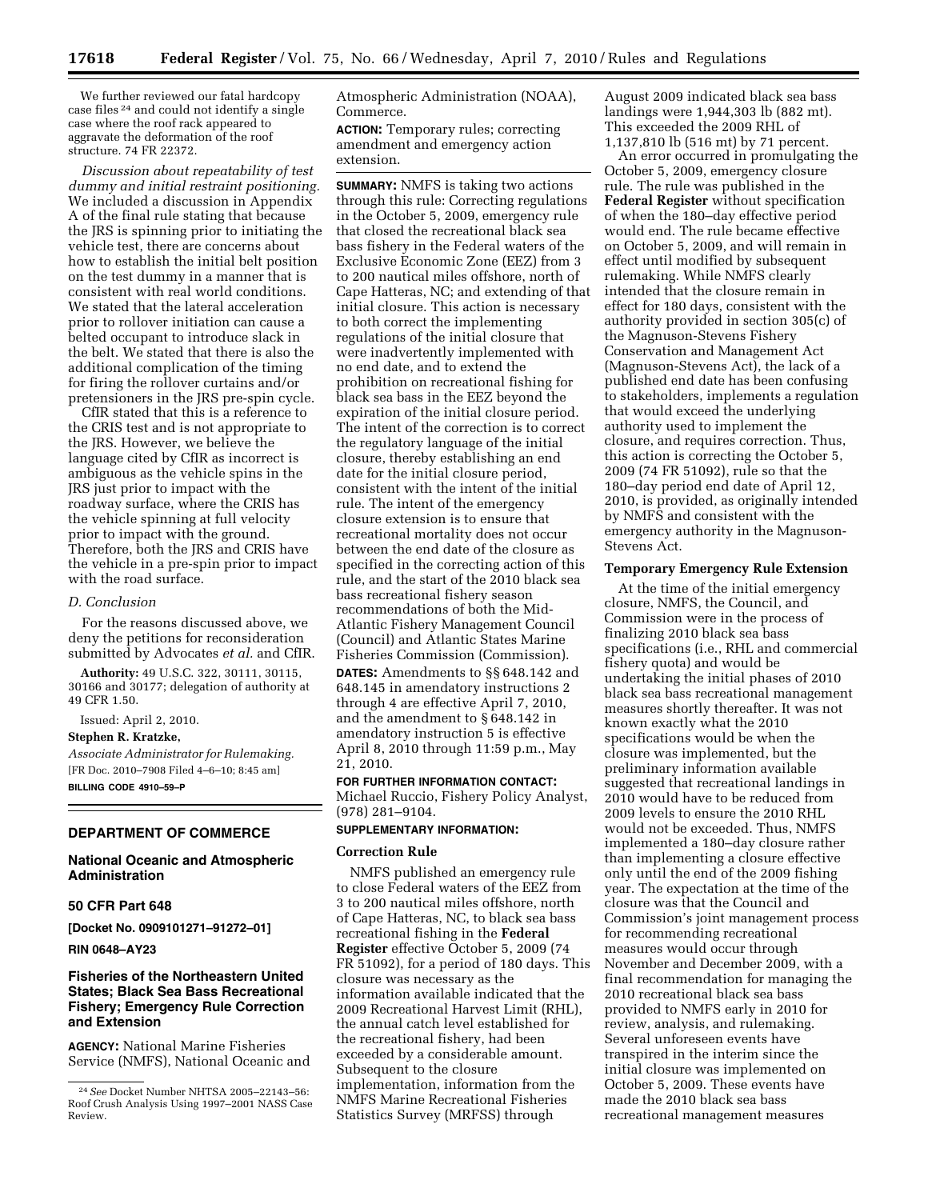We further reviewed our fatal hardcopy case files [24] and could not identify a single case where the roof rack appeared to aggravate the deformation of the roof structure. 74 FR 22372.

*Discussion about repeatability of test dummy and initial restraint positioning.* We included a discussion in Appendix A of the final rule stating that because the JRS is spinning prior to initiating the vehicle test, there are concerns about how to establish the initial belt position on the test dummy in a manner that is consistent with real world conditions. We stated that the lateral acceleration prior to rollover initiation can cause a belted occupant to introduce slack in the belt. We stated that there is also the additional complication of the timing for firing the rollover curtains and/or pretensioners in the JRS pre-spin cycle.

CfIR stated that this is a reference to the CRIS test and is not appropriate to the JRS. However, we believe the language cited by CfIR as incorrect is ambiguous as the vehicle spins in the JRS just prior to impact with the roadway surface, where the CRIS has the vehicle spinning at full velocity prior to impact with the ground. Therefore, both the JRS and CRIS have the vehicle in a pre-spin prior to impact with the road surface.

*D. Conclusion*

For the reasons discussed above, we deny the petitions for reconsideration submitted by Advocates *et al.* and CfIR.

**Authority:** 49 U.S.C. 322, 30111, 30115, 30166 and 30177; delegation of authority at 49 CFR 1.50.

Issued: April 2, 2010.

**Stephen R. Kratzke,**

*Associate Administrator for Rulemaking.*

[FR Doc. 2010–7908 Filed 4–6–10; 8:45 am]

**BILLING CODE 4910–59–P**

[24] *See* Docket Number NHTSA 2005–22143–56: Roof Crush Analysis Using 1997–2001 NASS Case Review.

---

## DEPARTMENT OF COMMERCE

### National Oceanic and Atmospheric Administration

### 50 CFR Part 648

**[Docket No. 0909101271–91272–01]**

**RIN 0648–AY23**

### Fisheries of the Northeastern United States; Black Sea Bass Recreational Fishery; Emergency Rule Correction and Extension

**AGENCY:** National Marine Fisheries Service (NMFS), National Oceanic and Atmospheric Administration (NOAA), Commerce.

**ACTION:** Temporary rules; correcting amendment and emergency action extension.

**SUMMARY:** NMFS is taking two actions through this rule: Correcting regulations in the October 5, 2009, emergency rule that closed the recreational black sea bass fishery in the Federal waters of the Exclusive Economic Zone (EEZ) from 3 to 200 nautical miles offshore, north of Cape Hatteras, NC; and extending of that initial closure. This action is necessary to both correct the implementing regulations of the initial closure that were inadvertently implemented with no end date, and to extend the prohibition on recreational fishing for black sea bass in the EEZ beyond the expiration of the initial closure period. The intent of the correction is to correct the regulatory language of the initial closure, thereby establishing an end date for the initial closure period, consistent with the intent of the initial rule. The intent of the emergency closure extension is to ensure that recreational mortality does not occur between the end date of the closure as specified in the correcting action of this rule, and the start of the 2010 black sea bass recreational fishery season recommendations of both the Mid-Atlantic Fishery Management Council (Council) and Atlantic States Marine Fisheries Commission (Commission).

**DATES:** Amendments to §§ 648.142 and 648.145 in amendatory instructions 2 through 4 are effective April 7, 2010, and the amendment to § 648.142 in amendatory instruction 5 is effective April 8, 2010 through 11:59 p.m., May 21, 2010.

**FOR FURTHER INFORMATION CONTACT:** Michael Ruccio, Fishery Policy Analyst, (978) 281–9104.

**SUPPLEMENTARY INFORMATION:**

**Correction Rule**

NMFS published an emergency rule to close Federal waters of the EEZ from 3 to 200 nautical miles offshore, north of Cape Hatteras, NC, to black sea bass recreational fishing in the **Federal Register** effective October 5, 2009 (74 FR 51092), for a period of 180 days. This closure was necessary as the information available indicated that the 2009 Recreational Harvest Limit (RHL), the annual catch level established for the recreational fishery, had been exceeded by a considerable amount. Subsequent to the closure implementation, information from the NMFS Marine Recreational Fisheries Statistics Survey (MRFSS) through August 2009 indicated black sea bass landings were 1,944,303 lb (882 mt). This exceeded the 2009 RHL of 1,137,810 lb (516 mt) by 71 percent.

An error occurred in promulgating the October 5, 2009, emergency closure rule. The rule was published in the **Federal Register** without specification of when the 180–day effective period would end. The rule became effective on October 5, 2009, and will remain in effect until modified by subsequent rulemaking. While NMFS clearly intended that the closure remain in effect for 180 days, consistent with the authority provided in section 305(c) of the Magnuson-Stevens Fishery Conservation and Management Act (Magnuson-Stevens Act), the lack of a published end date has been confusing to stakeholders, implements a regulation that would exceed the underlying authority used to implement the closure, and requires correction. Thus, this action is correcting the October 5, 2009 (74 FR 51092), rule so that the 180–day period end date of April 12, 2010, is provided, as originally intended by NMFS and consistent with the emergency authority in the Magnuson-Stevens Act.

**Temporary Emergency Rule Extension**

At the time of the initial emergency closure, NMFS, the Council, and Commission were in the process of finalizing 2010 black sea bass specifications (i.e., RHL and commercial fishery quota) and would be undertaking the initial phases of 2010 black sea bass recreational management measures shortly thereafter. It was not known exactly what the 2010 specifications would be when the closure was implemented, but the preliminary information available suggested that recreational landings in 2010 would have to be reduced from 2009 levels to ensure the 2010 RHL would not be exceeded. Thus, NMFS implemented a 180–day closure rather than implementing a closure effective only until the end of the 2009 fishing year. The expectation at the time of the closure was that the Council and Commission's joint management process for recommending recreational measures would occur through November and December 2009, with a final recommendation for managing the 2010 recreational black sea bass provided to NMFS early in 2010 for review, analysis, and rulemaking. Several unforeseen events have transpired in the interim since the initial closure was implemented on October 5, 2009. These events have made the 2010 black sea bass recreational management measures